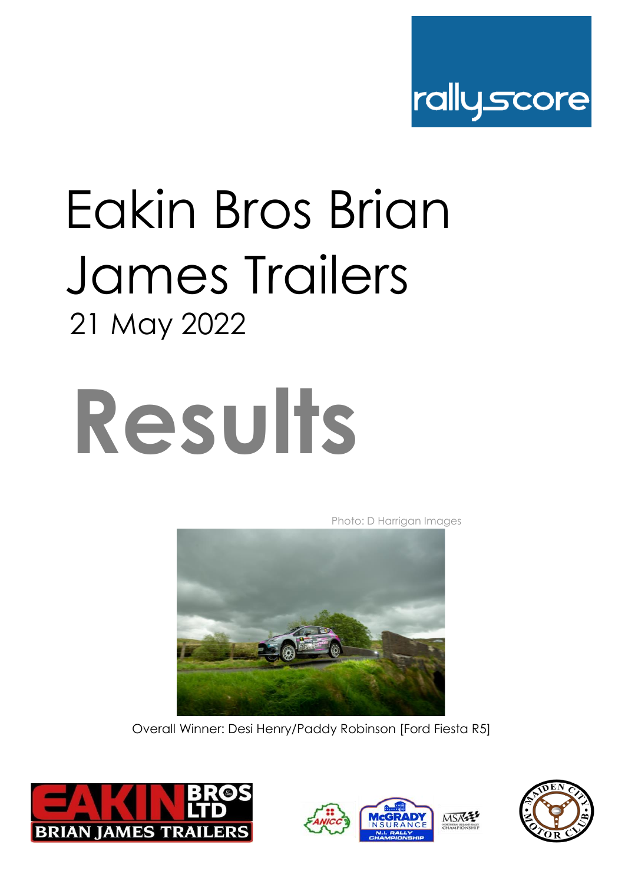rallyscore

# Eakin Bros Brian James Trailers

21 May 2022

# Results

Photo: D Harrigan Images

Overall Winner: Desi Henry/Paddy Robinson [Ford Fiesta R5]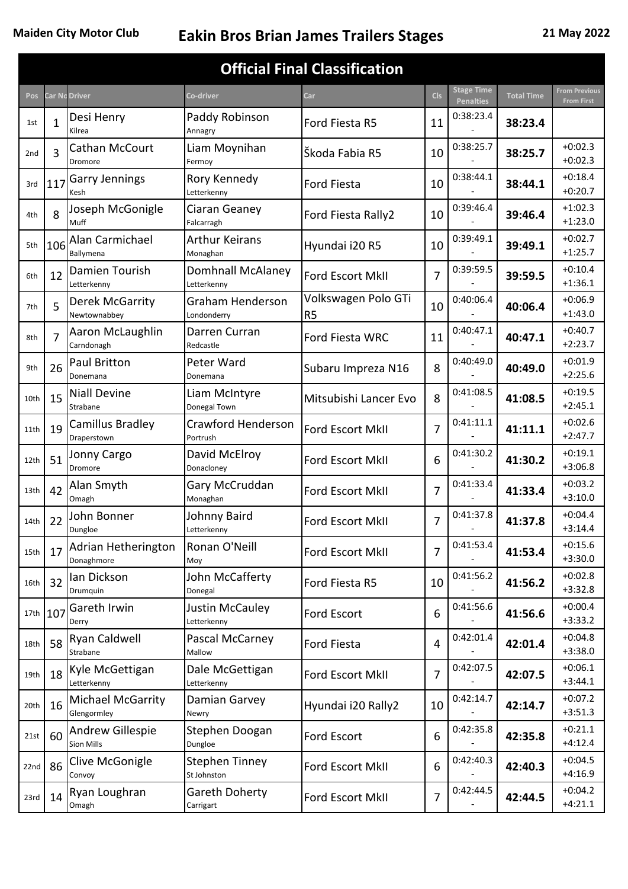Maiden City Motor Club **Eakin Bros Brian James Trailers Stages** **21 May 2022**

## Official Final Classification

| Pos | Car No | Driver | Co-driver | Car | Cls | Stage Time Penalties | Total Time | From Previous From First |
|---|---|---|---|---|---|---|---|---|
| 1st | 1 | Desi Henry Kilrea | Paddy Robinson Annagry | Ford Fiesta R5 | 11 | 0:38:23.4 - | **38:23.4** | |
| 2nd | 3 | Cathan McCourt Dromore | Liam Moynihan Fermoy | Škoda Fabia R5 | 10 | 0:38:25.7 - | **38:25.7** | +0:02.3 +0:02.3 |
| 3rd | 117 | Garry Jennings Kesh | Rory Kennedy Letterkenny | Ford Fiesta | 10 | 0:38:44.1 - | **38:44.1** | +0:18.4 +0:20.7 |
| 4th | 8 | Joseph McGonigle Muff | Ciaran Geaney Falcarragh | Ford Fiesta Rally2 | 10 | 0:39:46.4 - | **39:46.4** | +1:02.3 +1:23.0 |
| 5th | 106 | Alan Carmichael Ballymena | Arthur Keirans Monaghan | Hyundai i20 R5 | 10 | 0:39:49.1 - | **39:49.1** | +0:02.7 +1:25.7 |
| 6th | 12 | Damien Tourish Letterkenny | Domhnall McAlaney Letterkenny | Ford Escort MkII | 7 | 0:39:59.5 - | **39:59.5** | +0:10.4 +1:36.1 |
| 7th | 5 | Derek McGarrity Newtownabbey | Graham Henderson Londonderry | Volkswagen Polo GTi R5 | 10 | 0:40:06.4 - | **40:06.4** | +0:06.9 +1:43.0 |
| 8th | 7 | Aaron McLaughlin Carndonagh | Darren Curran Redcastle | Ford Fiesta WRC | 11 | 0:40:47.1 - | **40:47.1** | +0:40.7 +2:23.7 |
| 9th | 26 | Paul Britton Donemana | Peter Ward Donemana | Subaru Impreza N16 | 8 | 0:40:49.0 - | **40:49.0** | +0:01.9 +2:25.6 |
| 10th | 15 | Niall Devine Strabane | Liam McIntyre Donegal Town | Mitsubishi Lancer Evo | 8 | 0:41:08.5 - | **41:08.5** | +0:19.5 +2:45.1 |
| 11th | 19 | Camillus Bradley Draperstown | Crawford Henderson Portrush | Ford Escort MkII | 7 | 0:41:11.1 - | **41:11.1** | +0:02.6 +2:47.7 |
| 12th | 51 | Jonny Cargo Dromore | David McElroy Donacloney | Ford Escort MkII | 6 | 0:41:30.2 - | **41:30.2** | +0:19.1 +3:06.8 |
| 13th | 42 | Alan Smyth Omagh | Gary McCruddan Monaghan | Ford Escort MkII | 7 | 0:41:33.4 - | **41:33.4** | +0:03.2 +3:10.0 |
| 14th | 22 | John Bonner Dungloe | Johnny Baird Letterkenny | Ford Escort MkII | 7 | 0:41:37.8 - | **41:37.8** | +0:04.4 +3:14.4 |
| 15th | 17 | Adrian Hetherington Donaghmore | Ronan O'Neill Moy | Ford Escort MkII | 7 | 0:41:53.4 - | **41:53.4** | +0:15.6 +3:30.0 |
| 16th | 32 | Ian Dickson Drumquin | John McCafferty Donegal | Ford Fiesta R5 | 10 | 0:41:56.2 - | **41:56.2** | +0:02.8 +3:32.8 |
| 17th | 107 | Gareth Irwin Derry | Justin McCauley Letterkenny | Ford Escort | 6 | 0:41:56.6 - | **41:56.6** | +0:00.4 +3:33.2 |
| 18th | 58 | Ryan Caldwell Strabane | Pascal McCarney Mallow | Ford Fiesta | 4 | 0:42:01.4 - | **42:01.4** | +0:04.8 +3:38.0 |
| 19th | 18 | Kyle McGettigan Letterkenny | Dale McGettigan Letterkenny | Ford Escort MkII | 7 | 0:42:07.5 - | **42:07.5** | +0:06.1 +3:44.1 |
| 20th | 16 | Michael McGarrity Glengormley | Damian Garvey Newry | Hyundai i20 Rally2 | 10 | 0:42:14.7 - | **42:14.7** | +0:07.2 +3:51.3 |
| 21st | 60 | Andrew Gillespie Sion Mills | Stephen Doogan Dungloe | Ford Escort | 6 | 0:42:35.8 - | **42:35.8** | +0:21.1 +4:12.4 |
| 22nd | 86 | Clive McGonigle Convoy | Stephen Tinney St Johnston | Ford Escort MkII | 6 | 0:42:40.3 - | **42:40.3** | +0:04.5 +4:16.9 |
| 23rd | 14 | Ryan Loughran Omagh | Gareth Doherty Carrigart | Ford Escort MkII | 7 | 0:42:44.5 - | **42:44.5** | +0:04.2 +4:21.1 |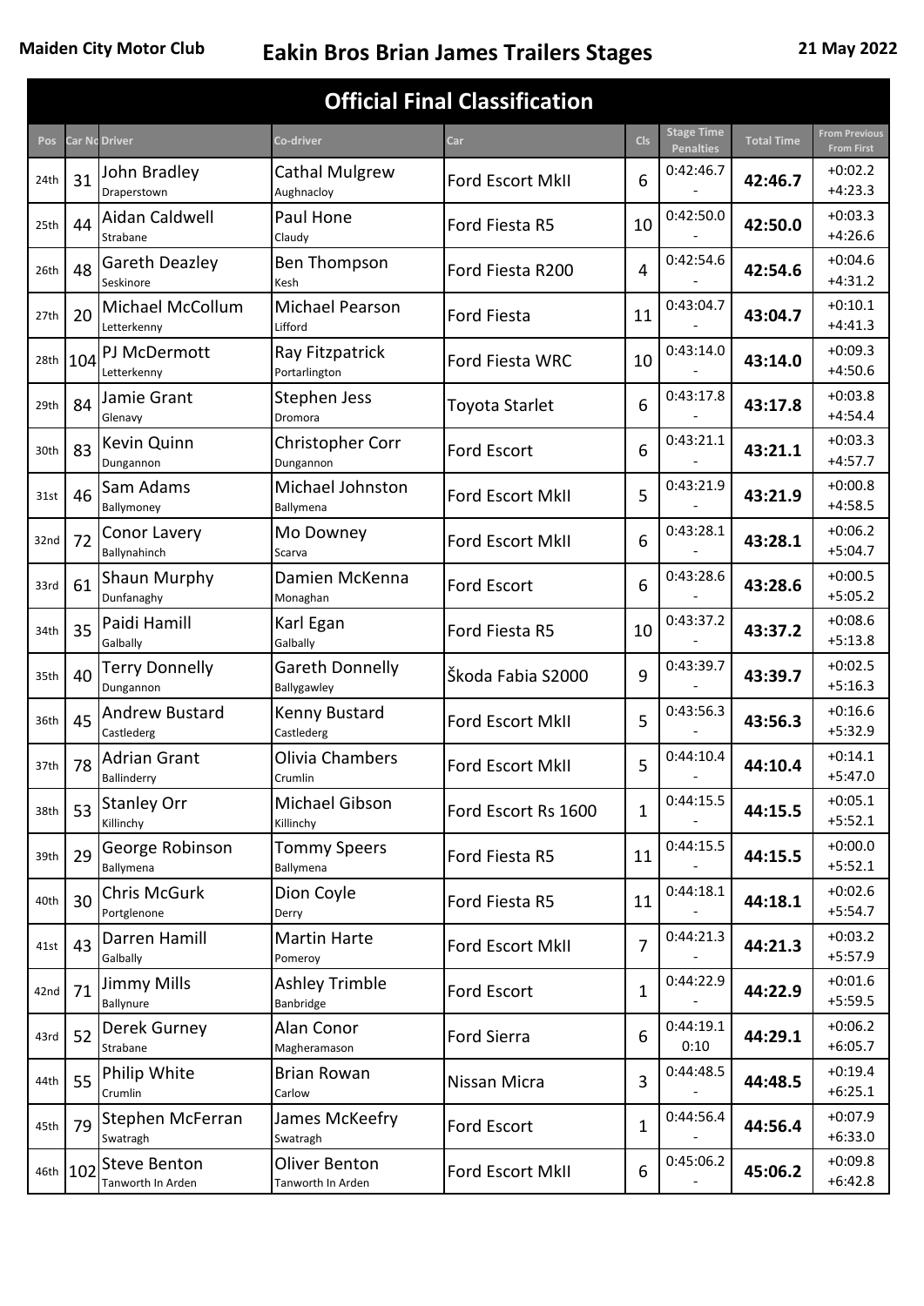Maiden City Motor Club

# Eakin Bros Brian James Trailers Stages

21 May 2022

## Official Final Classification

| Pos | Car No | Driver | Co-driver | Car | Cls | Stage Time Penalties | Total Time | From Previous From First |
|---|---|---|---|---|---|---|---|---|
| 24th | 31 | John Bradley Draperstown | Cathal Mulgrew Aughnacloy | Ford Escort MkII | 6 | 0:42:46.7 - | 42:46.7 | +0:02.2 +4:23.3 |
| 25th | 44 | Aidan Caldwell Strabane | Paul Hone Claudy | Ford Fiesta R5 | 10 | 0:42:50.0 - | 42:50.0 | +0:03.3 +4:26.6 |
| 26th | 48 | Gareth Deazley Seskinore | Ben Thompson Kesh | Ford Fiesta R200 | 4 | 0:42:54.6 - | 42:54.6 | +0:04.6 +4:31.2 |
| 27th | 20 | Michael McCollum Letterkenny | Michael Pearson Lifford | Ford Fiesta | 11 | 0:43:04.7 - | 43:04.7 | +0:10.1 +4:41.3 |
| 28th | 104 | PJ McDermott Letterkenny | Ray Fitzpatrick Portarlington | Ford Fiesta WRC | 10 | 0:43:14.0 - | 43:14.0 | +0:09.3 +4:50.6 |
| 29th | 84 | Jamie Grant Glenavy | Stephen Jess Dromora | Toyota Starlet | 6 | 0:43:17.8 - | 43:17.8 | +0:03.8 +4:54.4 |
| 30th | 83 | Kevin Quinn Dungannon | Christopher Corr Dungannon | Ford Escort | 6 | 0:43:21.1 - | 43:21.1 | +0:03.3 +4:57.7 |
| 31st | 46 | Sam Adams Ballymoney | Michael Johnston Ballymena | Ford Escort MkII | 5 | 0:43:21.9 - | 43:21.9 | +0:00.8 +4:58.5 |
| 32nd | 72 | Conor Lavery Ballynahinch | Mo Downey Scarva | Ford Escort MkII | 6 | 0:43:28.1 - | 43:28.1 | +0:06.2 +5:04.7 |
| 33rd | 61 | Shaun Murphy Dunfanaghy | Damien McKenna Monaghan | Ford Escort | 6 | 0:43:28.6 - | 43:28.6 | +0:00.5 +5:05.2 |
| 34th | 35 | Paidi Hamill Galbally | Karl Egan Galbally | Ford Fiesta R5 | 10 | 0:43:37.2 - | 43:37.2 | +0:08.6 +5:13.8 |
| 35th | 40 | Terry Donnelly Dungannon | Gareth Donnelly Ballygawley | Škoda Fabia S2000 | 9 | 0:43:39.7 - | 43:39.7 | +0:02.5 +5:16.3 |
| 36th | 45 | Andrew Bustard Castlederg | Kenny Bustard Castlederg | Ford Escort MkII | 5 | 0:43:56.3 - | 43:56.3 | +0:16.6 +5:32.9 |
| 37th | 78 | Adrian Grant Ballinderry | Olivia Chambers Crumlin | Ford Escort MkII | 5 | 0:44:10.4 - | 44:10.4 | +0:14.1 +5:47.0 |
| 38th | 53 | Stanley Orr Killinchy | Michael Gibson Killinchy | Ford Escort Rs 1600 | 1 | 0:44:15.5 - | 44:15.5 | +0:05.1 +5:52.1 |
| 39th | 29 | George Robinson Ballymena | Tommy Speers Ballymena | Ford Fiesta R5 | 11 | 0:44:15.5 - | 44:15.5 | +0:00.0 +5:52.1 |
| 40th | 30 | Chris McGurk Portglenone | Dion Coyle Derry | Ford Fiesta R5 | 11 | 0:44:18.1 - | 44:18.1 | +0:02.6 +5:54.7 |
| 41st | 43 | Darren Hamill Galbally | Martin Harte Pomeroy | Ford Escort MkII | 7 | 0:44:21.3 - | 44:21.3 | +0:03.2 +5:57.9 |
| 42nd | 71 | Jimmy Mills Ballynure | Ashley Trimble Banbridge | Ford Escort | 1 | 0:44:22.9 - | 44:22.9 | +0:01.6 +5:59.5 |
| 43rd | 52 | Derek Gurney Strabane | Alan Conor Magheramason | Ford Sierra | 6 | 0:44:19.1 0:10 | 44:29.1 | +0:06.2 +6:05.7 |
| 44th | 55 | Philip White Crumlin | Brian Rowan Carlow | Nissan Micra | 3 | 0:44:48.5 - | 44:48.5 | +0:19.4 +6:25.1 |
| 45th | 79 | Stephen McFerran Swatragh | James McKeefry Swatragh | Ford Escort | 1 | 0:44:56.4 - | 44:56.4 | +0:07.9 +6:33.0 |
| 46th | 102 | Steve Benton Tanworth In Arden | Oliver Benton Tanworth In Arden | Ford Escort MkII | 6 | 0:45:06.2 - | 45:06.2 | +0:09.8 +6:42.8 |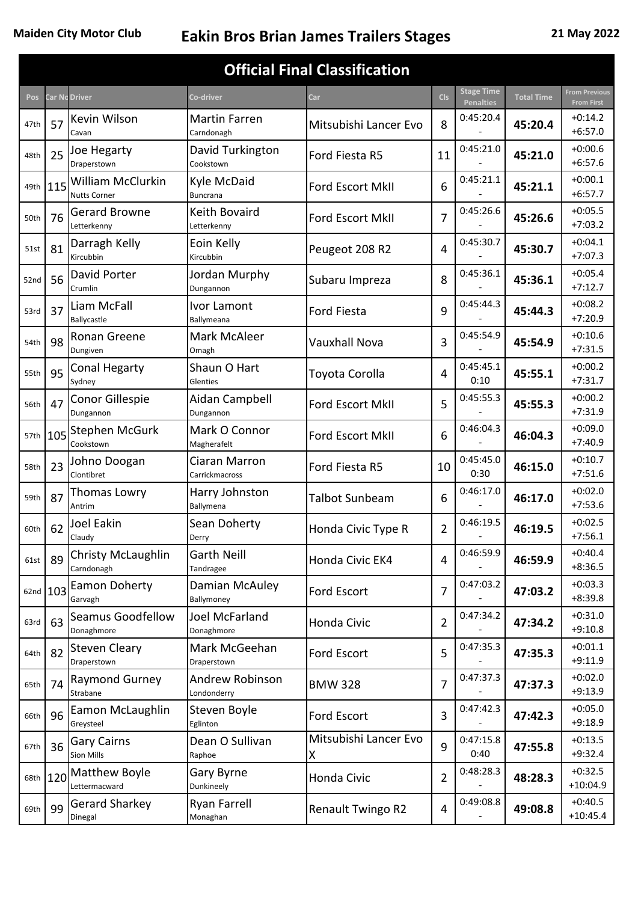Maiden City Motor Club

# Eakin Bros Brian James Trailers Stages

21 May 2022

## Official Final Classification

| Pos | Car No | Driver | Co-driver | Car | Cls | Stage Time Penalties | Total Time | From Previous From First |
|---|---|---|---|---|---|---|---|---|
| 47th | 57 | Kevin Wilson Cavan | Martin Farren Carndonagh | Mitsubishi Lancer Evo | 8 | 0:45:20.4 - | **45:20.4** | +0:14.2 +6:57.0 |
| 48th | 25 | Joe Hegarty Draperstown | David Turkington Cookstown | Ford Fiesta R5 | 11 | 0:45:21.0 - | **45:21.0** | +0:00.6 +6:57.6 |
| 49th | 115 | William McClurkin Nutts Corner | Kyle McDaid Buncrana | Ford Escort MkII | 6 | 0:45:21.1 - | **45:21.1** | +0:00.1 +6:57.7 |
| 50th | 76 | Gerard Browne Letterkenny | Keith Bovaird Letterkenny | Ford Escort MkII | 7 | 0:45:26.6 - | **45:26.6** | +0:05.5 +7:03.2 |
| 51st | 81 | Darragh Kelly Kircubbin | Eoin Kelly Kircubbin | Peugeot 208 R2 | 4 | 0:45:30.7 - | **45:30.7** | +0:04.1 +7:07.3 |
| 52nd | 56 | David Porter Crumlin | Jordan Murphy Dungannon | Subaru Impreza | 8 | 0:45:36.1 - | **45:36.1** | +0:05.4 +7:12.7 |
| 53rd | 37 | Liam McFall Ballycastle | Ivor Lamont Ballymeana | Ford Fiesta | 9 | 0:45:44.3 - | **45:44.3** | +0:08.2 +7:20.9 |
| 54th | 98 | Ronan Greene Dungiven | Mark McAleer Omagh | Vauxhall Nova | 3 | 0:45:54.9 - | **45:54.9** | +0:10.6 +7:31.5 |
| 55th | 95 | Conal Hegarty Sydney | Shaun O Hart Glenties | Toyota Corolla | 4 | 0:45:45.1 0:10 | **45:55.1** | +0:00.2 +7:31.7 |
| 56th | 47 | Conor Gillespie Dungannon | Aidan Campbell Dungannon | Ford Escort MkII | 5 | 0:45:55.3 - | **45:55.3** | +0:00.2 +7:31.9 |
| 57th | 105 | Stephen McGurk Cookstown | Mark O Connor Magherafelt | Ford Escort MkII | 6 | 0:46:04.3 - | **46:04.3** | +0:09.0 +7:40.9 |
| 58th | 23 | Johno Doogan Clontibret | Ciaran Marron Carrickmacross | Ford Fiesta R5 | 10 | 0:45:45.0 0:30 | **46:15.0** | +0:10.7 +7:51.6 |
| 59th | 87 | Thomas Lowry Antrim | Harry Johnston Ballymena | Talbot Sunbeam | 6 | 0:46:17.0 - | **46:17.0** | +0:02.0 +7:53.6 |
| 60th | 62 | Joel Eakin Claudy | Sean Doherty Derry | Honda Civic Type R | 2 | 0:46:19.5 - | **46:19.5** | +0:02.5 +7:56.1 |
| 61st | 89 | Christy McLaughlin Carndonagh | Garth Neill Tandragee | Honda Civic EK4 | 4 | 0:46:59.9 - | **46:59.9** | +0:40.4 +8:36.5 |
| 62nd | 103 | Eamon Doherty Garvagh | Damian McAuley Ballymoney | Ford Escort | 7 | 0:47:03.2 - | **47:03.2** | +0:03.3 +8:39.8 |
| 63rd | 63 | Seamus Goodfellow Donaghmore | Joel McFarland Donaghmore | Honda Civic | 2 | 0:47:34.2 - | **47:34.2** | +0:31.0 +9:10.8 |
| 64th | 82 | Steven Cleary Draperstown | Mark McGeehan Draperstown | Ford Escort | 5 | 0:47:35.3 - | **47:35.3** | +0:01.1 +9:11.9 |
| 65th | 74 | Raymond Gurney Strabane | Andrew Robinson Londonderry | BMW 328 | 7 | 0:47:37.3 - | **47:37.3** | +0:02.0 +9:13.9 |
| 66th | 96 | Eamon McLaughlin Greysteel | Steven Boyle Eglinton | Ford Escort | 3 | 0:47:42.3 - | **47:42.3** | +0:05.0 +9:18.9 |
| 67th | 36 | Gary Cairns Sion Mills | Dean O Sullivan Raphoe | Mitsubishi Lancer Evo X | 9 | 0:47:15.8 0:40 | **47:55.8** | +0:13.5 +9:32.4 |
| 68th | 120 | Matthew Boyle Lettermacward | Gary Byrne Dunkineely | Honda Civic | 2 | 0:48:28.3 - | **48:28.3** | +0:32.5 +10:04.9 |
| 69th | 99 | Gerard Sharkey Dinegal | Ryan Farrell Monaghan | Renault Twingo R2 | 4 | 0:49:08.8 - | **49:08.8** | +0:40.5 +10:45.4 |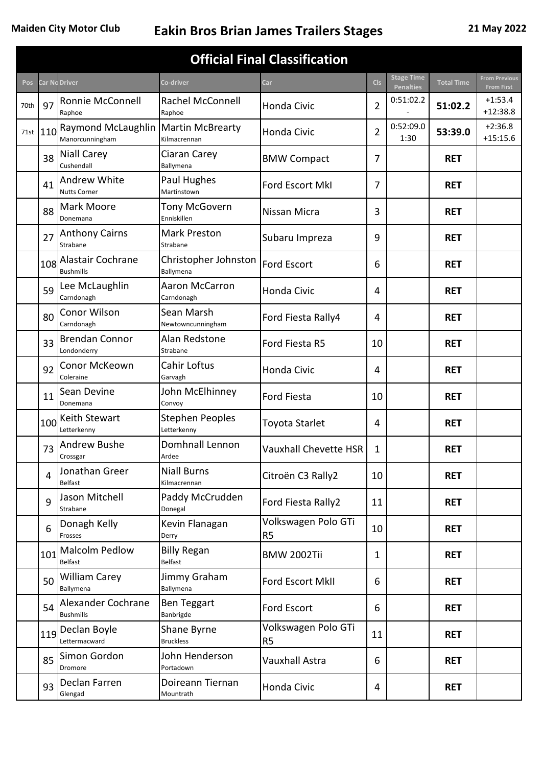Maiden City Motor Club

# Eakin Bros Brian James Trailers Stages

21 May 2022

## Official Final Classification

| Pos | Car No | Driver | Co-driver | Car | Cls | Stage Time Penalties | Total Time | From Previous From First |
|---|---|---|---|---|---|---|---|---|
| 70th | 97 | Ronnie McConnell Raphoe | Rachel McConnell Raphoe | Honda Civic | 2 | 0:51:02.2 - | **51:02.2** | +1:53.4 +12:38.8 |
| 71st | 110 | Raymond McLaughlin Manorcunningham | Martin McBrearty Kilmacrennan | Honda Civic | 2 | 0:52:09.0 1:30 | **53:39.0** | +2:36.8 +15:15.6 |
| | 38 | Niall Carey Cushendall | Ciaran Carey Ballymena | BMW Compact | 7 | | **RET** | |
| | 41 | Andrew White Nutts Corner | Paul Hughes Martinstown | Ford Escort MkI | 7 | | **RET** | |
| | 88 | Mark Moore Donemana | Tony McGovern Enniskillen | Nissan Micra | 3 | | **RET** | |
| | 27 | Anthony Cairns Strabane | Mark Preston Strabane | Subaru Impreza | 9 | | **RET** | |
| | 108 | Alastair Cochrane Bushmills | Christopher Johnston Ballymena | Ford Escort | 6 | | **RET** | |
| | 59 | Lee McLaughlin Carndonagh | Aaron McCarron Carndonagh | Honda Civic | 4 | | **RET** | |
| | 80 | Conor Wilson Carndonagh | Sean Marsh Newtowncunningham | Ford Fiesta Rally4 | 4 | | **RET** | |
| | 33 | Brendan Connor Londonderry | Alan Redstone Strabane | Ford Fiesta R5 | 10 | | **RET** | |
| | 92 | Conor McKeown Coleraine | Cahir Loftus Garvagh | Honda Civic | 4 | | **RET** | |
| | 11 | Sean Devine Donemana | John McElhinney Convoy | Ford Fiesta | 10 | | **RET** | |
| | 100 | Keith Stewart Letterkenny | Stephen Peoples Letterkenny | Toyota Starlet | 4 | | **RET** | |
| | 73 | Andrew Bushe Crossgar | Domhnall Lennon Ardee | Vauxhall Chevette HSR | 1 | | **RET** | |
| | 4 | Jonathan Greer Belfast | Niall Burns Kilmacrennan | Citroën C3 Rally2 | 10 | | **RET** | |
| | 9 | Jason Mitchell Strabane | Paddy McCrudden Donegal | Ford Fiesta Rally2 | 11 | | **RET** | |
| | 6 | Donagh Kelly Frosses | Kevin Flanagan Derry | Volkswagen Polo GTi R5 | 10 | | **RET** | |
| | 101 | Malcolm Pedlow Belfast | Billy Regan Belfast | BMW 2002Tii | 1 | | **RET** | |
| | 50 | William Carey Ballymena | Jimmy Graham Ballymena | Ford Escort MkII | 6 | | **RET** | |
| | 54 | Alexander Cochrane Bushmills | Ben Teggart Banbrigde | Ford Escort | 6 | | **RET** | |
| | 119 | Declan Boyle Lettermacward | Shane Byrne Bruckless | Volkswagen Polo GTi R5 | 11 | | **RET** | |
| | 85 | Simon Gordon Dromore | John Henderson Portadown | Vauxhall Astra | 6 | | **RET** | |
| | 93 | Declan Farren Glengad | Doireann Tiernan Mountrath | Honda Civic | 4 | | **RET** | |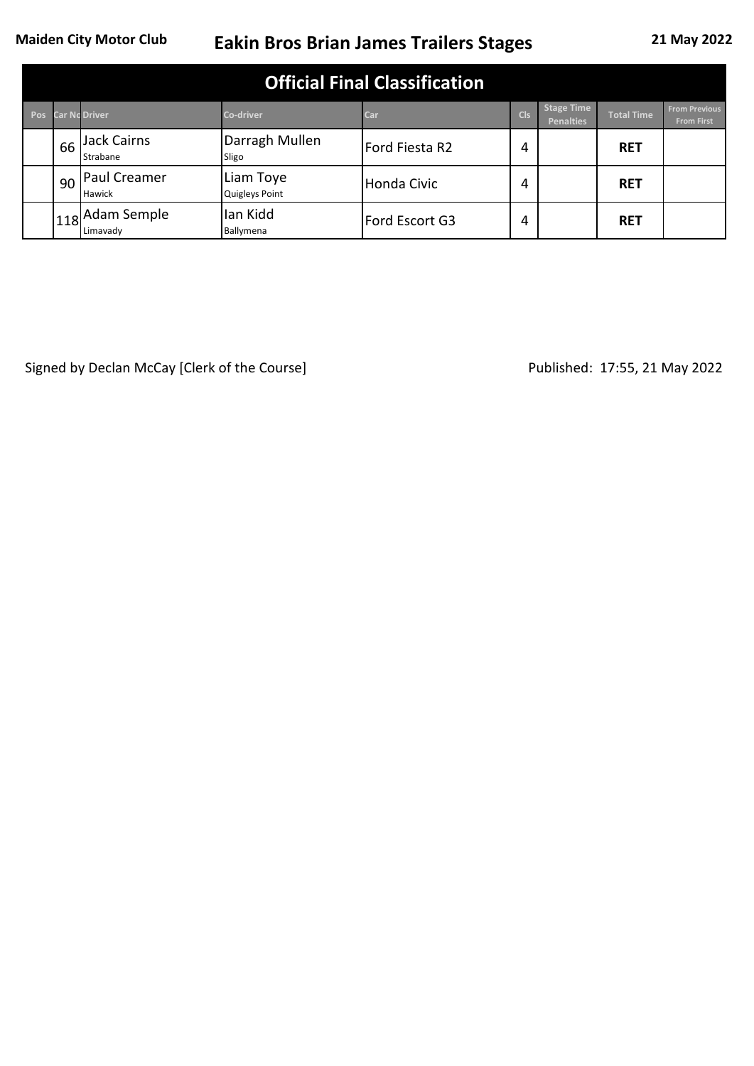Maiden City Motor Club

# Eakin Bros Brian James Trailers Stages

21 May 2022

## Official Final Classification

| Pos | Car No | Driver | Co-driver | Car | Cls | Stage Time Penalties | Total Time | From Previous From First |
|---|---|---|---|---|---|---|---|---|
| | 66 | Jack Cairns<br>Strabane | Darragh Mullen<br>Sligo | Ford Fiesta R2 | 4 | | **RET** | |
| | 90 | Paul Creamer<br>Hawick | Liam Toye<br>Quigleys Point | Honda Civic | 4 | | **RET** | |
| | 118 | Adam Semple<br>Limavady | Ian Kidd<br>Ballymena | Ford Escort G3 | 4 | | **RET** | |

Signed by Declan McCay [Clerk of the Course]

Published: 17:55, 21 May 2022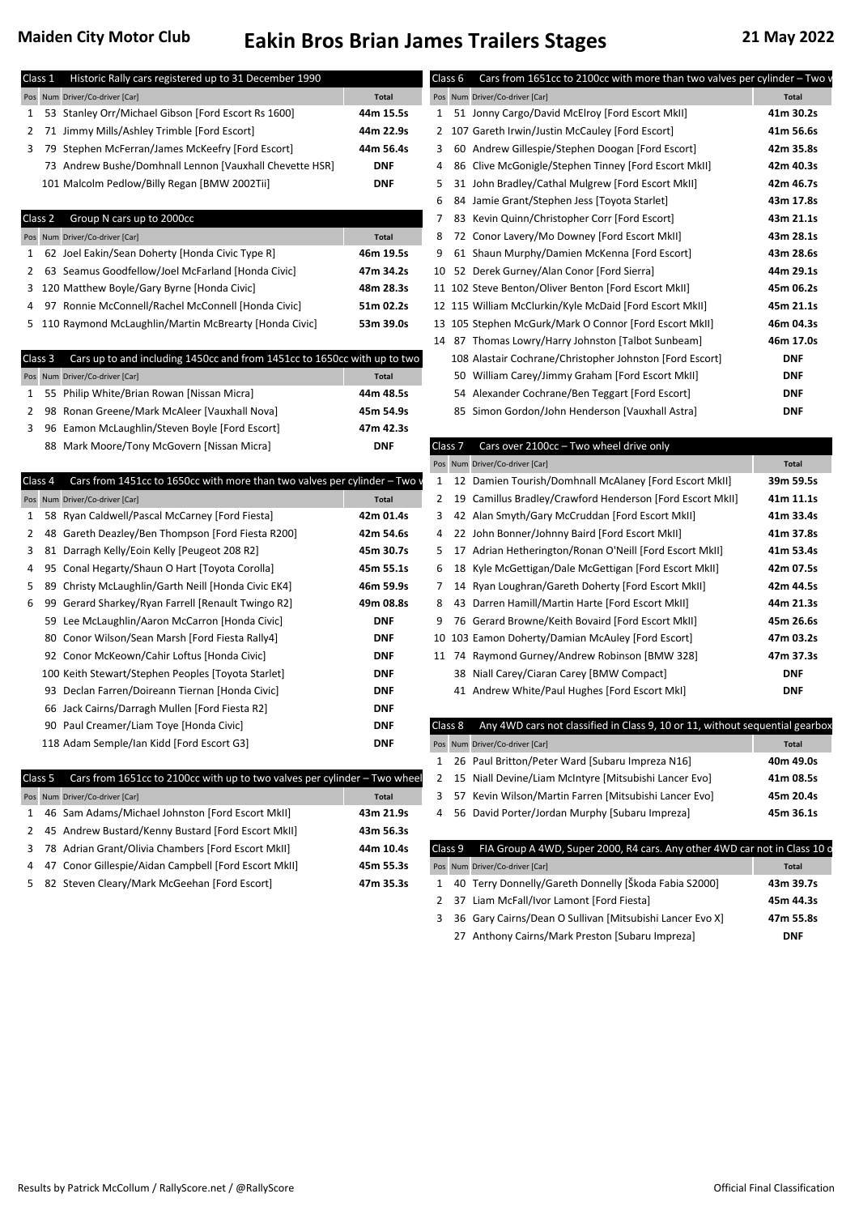# Maiden City Motor Club — Eakin Bros Brian James Trailers Stages — 21 May 2022

## Class 1 — Historic Rally cars registered up to 31 December 1990

| Pos | Num | Driver/Co-driver [Car] | Total |
|---|---|---|---|
| 1 | 53 | Stanley Orr/Michael Gibson [Ford Escort Rs 1600] | 44m 15.5s |
| 2 | 71 | Jimmy Mills/Ashley Trimble [Ford Escort] | 44m 22.9s |
| 3 | 79 | Stephen McFerran/James McKeefry [Ford Escort] | 44m 56.4s |
| | 73 | Andrew Bushe/Domhnall Lennon [Vauxhall Chevette HSR] | DNF |
| | 101 | Malcolm Pedlow/Billy Regan [BMW 2002Tii] | DNF |

## Class 2 — Group N cars up to 2000cc

| Pos | Num | Driver/Co-driver [Car] | Total |
|---|---|---|---|
| 1 | 62 | Joel Eakin/Sean Doherty [Honda Civic Type R] | 46m 19.5s |
| 2 | 63 | Seamus Goodfellow/Joel McFarland [Honda Civic] | 47m 34.2s |
| 3 | 120 | Matthew Boyle/Gary Byrne [Honda Civic] | 48m 28.3s |
| 4 | 97 | Ronnie McConnell/Rachel McConnell [Honda Civic] | 51m 02.2s |
| 5 | 110 | Raymond McLaughlin/Martin McBrearty [Honda Civic] | 53m 39.0s |

## Class 3 — Cars up to and including 1450cc and from 1451cc to 1650cc with up to two

| Pos | Num | Driver/Co-driver [Car] | Total |
|---|---|---|---|
| 1 | 55 | Philip White/Brian Rowan [Nissan Micra] | 44m 48.5s |
| 2 | 98 | Ronan Greene/Mark McAleer [Vauxhall Nova] | 45m 54.9s |
| 3 | 96 | Eamon McLaughlin/Steven Boyle [Ford Escort] | 47m 42.3s |
| | 88 | Mark Moore/Tony McGovern [Nissan Micra] | DNF |

## Class 4 — Cars from 1451cc to 1650cc with more than two valves per cylinder – Two v

| Pos | Num | Driver/Co-driver [Car] | Total |
|---|---|---|---|
| 1 | 58 | Ryan Caldwell/Pascal McCarney [Ford Fiesta] | 42m 01.4s |
| 2 | 48 | Gareth Deazley/Ben Thompson [Ford Fiesta R200] | 42m 54.6s |
| 3 | 81 | Darragh Kelly/Eoin Kelly [Peugeot 208 R2] | 45m 30.7s |
| 4 | 95 | Conal Hegarty/Shaun O Hart [Toyota Corolla] | 45m 55.1s |
| 5 | 89 | Christy McLaughlin/Garth Neill [Honda Civic EK4] | 46m 59.9s |
| 6 | 99 | Gerard Sharkey/Ryan Farrell [Renault Twingo R2] | 49m 08.8s |
| | 59 | Lee McLaughlin/Aaron McCarron [Honda Civic] | DNF |
| | 80 | Conor Wilson/Sean Marsh [Ford Fiesta Rally4] | DNF |
| | 92 | Conor McKeown/Cahir Loftus [Honda Civic] | DNF |
| | 100 | Keith Stewart/Stephen Peoples [Toyota Starlet] | DNF |
| | 93 | Declan Farren/Doireann Tiernan [Honda Civic] | DNF |
| | 66 | Jack Cairns/Darragh Mullen [Ford Fiesta R2] | DNF |
| | 90 | Paul Creamer/Liam Toye [Honda Civic] | DNF |
| | 118 | Adam Semple/Ian Kidd [Ford Escort G3] | DNF |

## Class 5 — Cars from 1651cc to 2100cc with up to two valves per cylinder – Two wheel

| Pos | Num | Driver/Co-driver [Car] | Total |
|---|---|---|---|
| 1 | 46 | Sam Adams/Michael Johnston [Ford Escort MkII] | 43m 21.9s |
| 2 | 45 | Andrew Bustard/Kenny Bustard [Ford Escort MkII] | 43m 56.3s |
| 3 | 78 | Adrian Grant/Olivia Chambers [Ford Escort MkII] | 44m 10.4s |
| 4 | 47 | Conor Gillespie/Aidan Campbell [Ford Escort MkII] | 45m 55.3s |
| 5 | 82 | Steven Cleary/Mark McGeehan [Ford Escort] | 47m 35.3s |

## Class 6 — Cars from 1651cc to 2100cc with more than two valves per cylinder – Two v

| Pos | Num | Driver/Co-driver [Car] | Total |
|---|---|---|---|
| 1 | 51 | Jonny Cargo/David McElroy [Ford Escort MkII] | 41m 30.2s |
| 2 | 107 | Gareth Irwin/Justin McCauley [Ford Escort] | 41m 56.6s |
| 3 | 60 | Andrew Gillespie/Stephen Doogan [Ford Escort] | 42m 35.8s |
| 4 | 86 | Clive McGonigle/Stephen Tinney [Ford Escort MkII] | 42m 40.3s |
| 5 | 31 | John Bradley/Cathal Mulgrew [Ford Escort MkII] | 42m 46.7s |
| 6 | 84 | Jamie Grant/Stephen Jess [Toyota Starlet] | 43m 17.8s |
| 7 | 83 | Kevin Quinn/Christopher Corr [Ford Escort] | 43m 21.1s |
| 8 | 72 | Conor Lavery/Mo Downey [Ford Escort MkII] | 43m 28.1s |
| 9 | 61 | Shaun Murphy/Damien McKenna [Ford Escort] | 43m 28.6s |
| 10 | 52 | Derek Gurney/Alan Conor [Ford Sierra] | 44m 29.1s |
| 11 | 102 | Steve Benton/Oliver Benton [Ford Escort MkII] | 45m 06.2s |
| 12 | 115 | William McClurkin/Kyle McDaid [Ford Escort MkII] | 45m 21.1s |
| 13 | 105 | Stephen McGurk/Mark O Connor [Ford Escort MkII] | 46m 04.3s |
| 14 | 87 | Thomas Lowry/Harry Johnston [Talbot Sunbeam] | 46m 17.0s |
| | 108 | Alastair Cochrane/Christopher Johnston [Ford Escort] | DNF |
| | 50 | William Carey/Jimmy Graham [Ford Escort MkII] | DNF |
| | 54 | Alexander Cochrane/Ben Teggart [Ford Escort] | DNF |
| | 85 | Simon Gordon/John Henderson [Vauxhall Astra] | DNF |

## Class 7 — Cars over 2100cc – Two wheel drive only

| Pos | Num | Driver/Co-driver [Car] | Total |
|---|---|---|---|
| 1 | 12 | Damien Tourish/Domhnall McAlaney [Ford Escort MkII] | 39m 59.5s |
| 2 | 19 | Camillus Bradley/Crawford Henderson [Ford Escort MkII] | 41m 11.1s |
| 3 | 42 | Alan Smyth/Gary McCruddan [Ford Escort MkII] | 41m 33.4s |
| 4 | 22 | John Bonner/Johnny Baird [Ford Escort MkII] | 41m 37.8s |
| 5 | 17 | Adrian Hetherington/Ronan O'Neill [Ford Escort MkII] | 41m 53.4s |
| 6 | 18 | Kyle McGettigan/Dale McGettigan [Ford Escort MkII] | 42m 07.5s |
| 7 | 14 | Ryan Loughran/Gareth Doherty [Ford Escort MkII] | 42m 44.5s |
| 8 | 43 | Darren Hamill/Martin Harte [Ford Escort MkII] | 44m 21.3s |
| 9 | 76 | Gerard Browne/Keith Bovaird [Ford Escort MkII] | 45m 26.6s |
| 10 | 103 | Eamon Doherty/Damian McAuley [Ford Escort] | 47m 03.2s |
| 11 | 74 | Raymond Gurney/Andrew Robinson [BMW 328] | 47m 37.3s |
| | 38 | Niall Carey/Ciaran Carey [BMW Compact] | DNF |
| | 41 | Andrew White/Paul Hughes [Ford Escort MkI] | DNF |

## Class 8 — Any 4WD cars not classified in Class 9, 10 or 11, without sequential gearbox

| Pos | Num | Driver/Co-driver [Car] | Total |
|---|---|---|---|
| 1 | 26 | Paul Britton/Peter Ward [Subaru Impreza N16] | 40m 49.0s |
| 2 | 15 | Niall Devine/Liam McIntyre [Mitsubishi Lancer Evo] | 41m 08.5s |
| 3 | 57 | Kevin Wilson/Martin Farren [Mitsubishi Lancer Evo] | 45m 20.4s |
| 4 | 56 | David Porter/Jordan Murphy [Subaru Impreza] | 45m 36.1s |

## Class 9 — FIA Group A 4WD, Super 2000, R4 cars. Any other 4WD car not in Class 10 o

| Pos | Num | Driver/Co-driver [Car] | Total |
|---|---|---|---|
| 1 | 40 | Terry Donnelly/Gareth Donnelly [Škoda Fabia S2000] | 43m 39.7s |
| 2 | 37 | Liam McFall/Ivor Lamont [Ford Fiesta] | 45m 44.3s |
| 3 | 36 | Gary Cairns/Dean O Sullivan [Mitsubishi Lancer Evo X] | 47m 55.8s |
| | 27 | Anthony Cairns/Mark Preston [Subaru Impreza] | DNF |

Results by Patrick McCollum / RallyScore.net / @RallyScore — Official Final Classification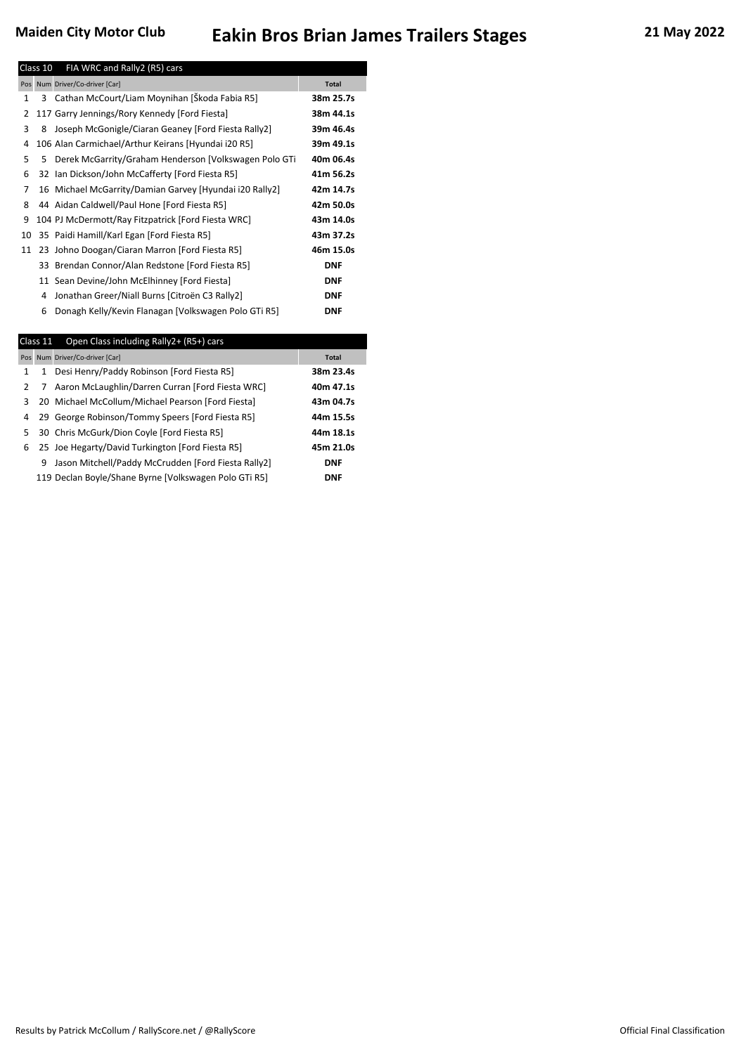## Class 10 FIA WRC and Rally2 (R5) cars

| Pos | Num | Driver/Co-driver [Car] | Total |
|---|---|---|---|
| 1 | 3 | Cathan McCourt/Liam Moynihan [Škoda Fabia R5] | 38m 25.7s |
| 2 | 117 | Garry Jennings/Rory Kennedy [Ford Fiesta] | 38m 44.1s |
| 3 | 8 | Joseph McGonigle/Ciaran Geaney [Ford Fiesta Rally2] | 39m 46.4s |
| 4 | 106 | Alan Carmichael/Arthur Keirans [Hyundai i20 R5] | 39m 49.1s |
| 5 | 5 | Derek McGarrity/Graham Henderson [Volkswagen Polo GTi | 40m 06.4s |
| 6 | 32 | Ian Dickson/John McCafferty [Ford Fiesta R5] | 41m 56.2s |
| 7 | 16 | Michael McGarrity/Damian Garvey [Hyundai i20 Rally2] | 42m 14.7s |
| 8 | 44 | Aidan Caldwell/Paul Hone [Ford Fiesta R5] | 42m 50.0s |
| 9 | 104 | PJ McDermott/Ray Fitzpatrick [Ford Fiesta WRC] | 43m 14.0s |
| 10 | 35 | Paidi Hamill/Karl Egan [Ford Fiesta R5] | 43m 37.2s |
| 11 | 23 | Johno Doogan/Ciaran Marron [Ford Fiesta R5] | 46m 15.0s |
| | 33 | Brendan Connor/Alan Redstone [Ford Fiesta R5] | DNF |
| | 11 | Sean Devine/John McElhinney [Ford Fiesta] | DNF |
| | 4 | Jonathan Greer/Niall Burns [Citroën C3 Rally2] | DNF |
| | 6 | Donagh Kelly/Kevin Flanagan [Volkswagen Polo GTi R5] | DNF |

## Class 11 Open Class including Rally2+ (R5+) cars

| Pos | Num | Driver/Co-driver [Car] | Total |
|---|---|---|---|
| 1 | 1 | Desi Henry/Paddy Robinson [Ford Fiesta R5] | 38m 23.4s |
| 2 | 7 | Aaron McLaughlin/Darren Curran [Ford Fiesta WRC] | 40m 47.1s |
| 3 | 20 | Michael McCollum/Michael Pearson [Ford Fiesta] | 43m 04.7s |
| 4 | 29 | George Robinson/Tommy Speers [Ford Fiesta R5] | 44m 15.5s |
| 5 | 30 | Chris McGurk/Dion Coyle [Ford Fiesta R5] | 44m 18.1s |
| 6 | 25 | Joe Hegarty/David Turkington [Ford Fiesta R5] | 45m 21.0s |
| | 9 | Jason Mitchell/Paddy McCrudden [Ford Fiesta Rally2] | DNF |
| | 119 | Declan Boyle/Shane Byrne [Volkswagen Polo GTi R5] | DNF |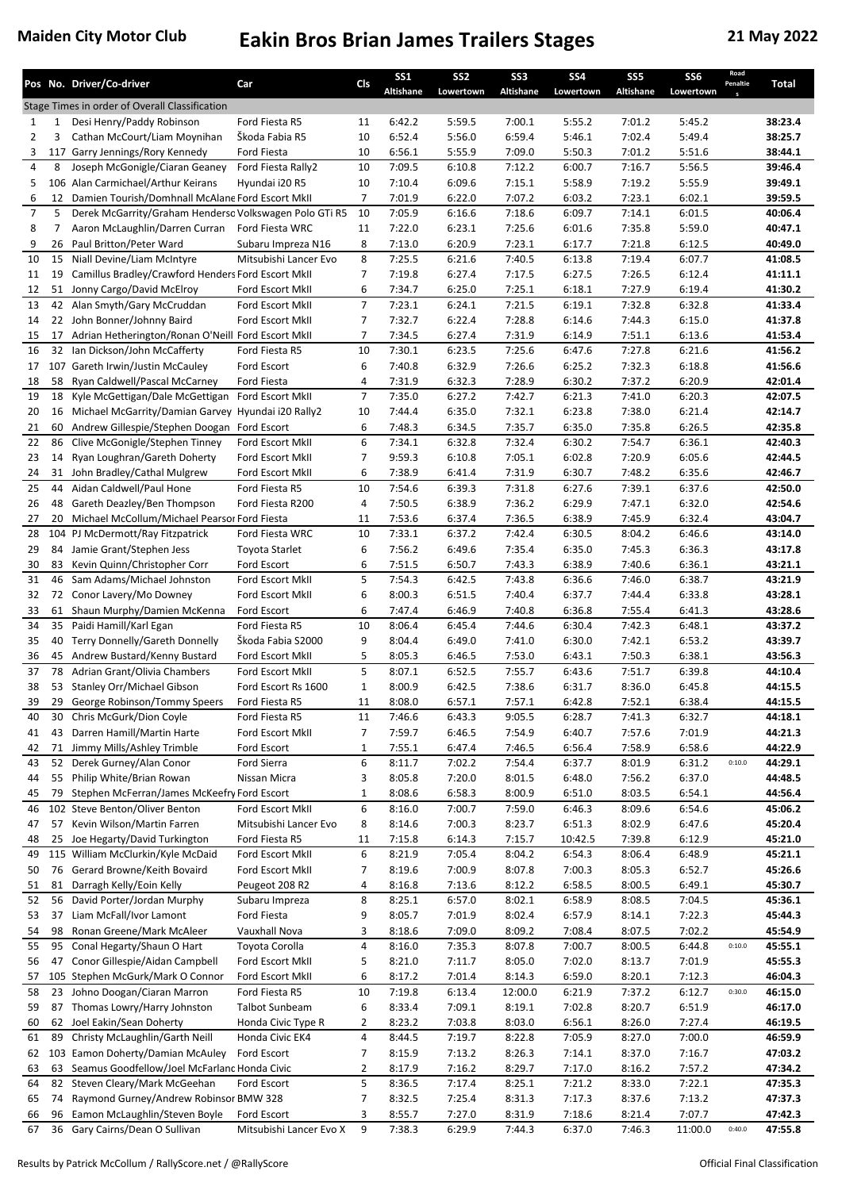**Maiden City Motor Club** — **Eakin Bros Brian James Trailers Stages** — **21 May 2022**

| Pos | No. | Driver/Co-driver | Car | Cls | SS1 Altishane | SS2 Lowertown | SS3 Altishane | SS4 Lowertown | SS5 Altishane | SS6 Lowertown | Road Penalties | Total |
|---|---|---|---|---|---|---|---|---|---|---|---|---|
| Stage Times in order of Overall Classification | | | | | | | | | | | | |
| 1 | 1 | Desi Henry/Paddy Robinson | Ford Fiesta R5 | 11 | 6:42.2 | 5:59.5 | 7:00.1 | 5:55.2 | 7:01.2 | 5:45.2 | | 38:23.4 |
| 2 | 3 | Cathan McCourt/Liam Moynihan | Škoda Fabia R5 | 10 | 6:52.4 | 5:56.0 | 6:59.4 | 5:46.1 | 7:02.4 | 5:49.4 | | 38:25.7 |
| 3 | 117 | Garry Jennings/Rory Kennedy | Ford Fiesta | 10 | 6:56.1 | 5:55.9 | 7:09.0 | 5:50.3 | 7:01.2 | 5:51.6 | | 38:44.1 |
| 4 | 8 | Joseph McGonigle/Ciaran Geaney | Ford Fiesta Rally2 | 10 | 7:09.5 | 6:10.8 | 7:12.2 | 6:00.7 | 7:16.7 | 5:56.5 | | 39:46.4 |
| 5 | 106 | Alan Carmichael/Arthur Keirans | Hyundai i20 R5 | 10 | 7:10.4 | 6:09.6 | 7:15.1 | 5:58.9 | 7:19.2 | 5:55.9 | | 39:49.1 |
| 6 | 12 | Damien Tourish/Domhnall McAlane | Ford Escort MkII | 7 | 7:01.9 | 6:22.0 | 7:07.2 | 6:03.2 | 7:23.1 | 6:02.1 | | 39:59.5 |
| 7 | 5 | Derek McGarrity/Graham Henderso | Volkswagen Polo GTi R5 | 10 | 7:05.9 | 6:16.6 | 7:18.6 | 6:09.7 | 7:14.1 | 6:01.5 | | 40:06.4 |
| 8 | 7 | Aaron McLaughlin/Darren Curran | Ford Fiesta WRC | 11 | 7:22.0 | 6:23.1 | 7:25.6 | 6:01.6 | 7:35.8 | 5:59.0 | | 40:47.1 |
| 9 | 26 | Paul Britton/Peter Ward | Subaru Impreza N16 | 8 | 7:13.0 | 6:20.9 | 7:23.1 | 6:17.7 | 7:21.8 | 6:12.5 | | 40:49.0 |
| 10 | 15 | Niall Devine/Liam McIntyre | Mitsubishi Lancer Evo | 8 | 7:25.5 | 6:21.6 | 7:40.5 | 6:13.8 | 7:19.4 | 6:07.7 | | 41:08.5 |
| 11 | 19 | Camillus Bradley/Crawford Henders | Ford Escort MkII | 7 | 7:19.8 | 6:27.4 | 7:17.5 | 6:27.5 | 7:26.5 | 6:12.4 | | 41:11.1 |
| 12 | 51 | Jonny Cargo/David McElroy | Ford Escort MkII | 6 | 7:34.7 | 6:25.0 | 7:25.1 | 6:18.1 | 7:27.9 | 6:19.4 | | 41:30.2 |
| 13 | 42 | Alan Smyth/Gary McCruddan | Ford Escort MkII | 7 | 7:23.1 | 6:24.1 | 7:21.5 | 6:19.1 | 7:32.8 | 6:32.8 | | 41:33.4 |
| 14 | 22 | John Bonner/Johnny Baird | Ford Escort MkII | 7 | 7:32.7 | 6:22.4 | 7:28.8 | 6:14.6 | 7:44.3 | 6:15.0 | | 41:37.8 |
| 15 | 17 | Adrian Hetherington/Ronan O'Neill | Ford Escort MkII | 7 | 7:34.5 | 6:27.4 | 7:31.9 | 6:14.9 | 7:51.1 | 6:13.6 | | 41:53.4 |
| 16 | 32 | Ian Dickson/John McCafferty | Ford Fiesta R5 | 10 | 7:30.1 | 6:23.5 | 7:25.6 | 6:47.6 | 7:27.8 | 6:21.6 | | 41:56.2 |
| 17 | 107 | Gareth Irwin/Justin McCauley | Ford Escort | 6 | 7:40.8 | 6:32.9 | 7:26.6 | 6:25.2 | 7:32.3 | 6:18.8 | | 41:56.6 |
| 18 | 58 | Ryan Caldwell/Pascal McCarney | Ford Fiesta | 4 | 7:31.9 | 6:32.3 | 7:28.9 | 6:30.2 | 7:37.2 | 6:20.9 | | 42:01.4 |
| 19 | 18 | Kyle McGettigan/Dale McGettigan | Ford Escort MkII | 7 | 7:35.0 | 6:27.2 | 7:42.7 | 6:21.3 | 7:41.0 | 6:20.3 | | 42:07.5 |
| 20 | 16 | Michael McGarrity/Damian Garvey | Hyundai i20 Rally2 | 10 | 7:44.4 | 6:35.0 | 7:32.1 | 6:23.8 | 7:38.0 | 6:21.4 | | 42:14.7 |
| 21 | 60 | Andrew Gillespie/Stephen Doogan | Ford Escort | 6 | 7:48.3 | 6:34.5 | 7:35.7 | 6:35.0 | 7:35.8 | 6:26.5 | | 42:35.8 |
| 22 | 86 | Clive McGonigle/Stephen Tinney | Ford Escort MkII | 6 | 7:34.1 | 6:32.8 | 7:32.4 | 6:30.2 | 7:54.7 | 6:36.1 | | 42:40.3 |
| 23 | 14 | Ryan Loughran/Gareth Doherty | Ford Escort MkII | 7 | 9:59.3 | 6:10.8 | 7:05.1 | 6:02.8 | 7:20.9 | 6:05.6 | | 42:44.5 |
| 24 | 31 | John Bradley/Cathal Mulgrew | Ford Escort MkII | 6 | 7:38.9 | 6:41.4 | 7:31.9 | 6:30.7 | 7:48.2 | 6:35.6 | | 42:46.7 |
| 25 | 44 | Aidan Caldwell/Paul Hone | Ford Fiesta R5 | 10 | 7:54.6 | 6:39.3 | 7:31.8 | 6:27.6 | 7:39.1 | 6:37.6 | | 42:50.0 |
| 26 | 48 | Gareth Deazley/Ben Thompson | Ford Fiesta R200 | 4 | 7:50.5 | 6:38.9 | 7:36.2 | 6:29.9 | 7:47.1 | 6:32.0 | | 42:54.6 |
| 27 | 20 | Michael McCollum/Michael Pearson | Ford Fiesta | 11 | 7:53.6 | 6:37.4 | 7:36.5 | 6:38.9 | 7:45.9 | 6:32.4 | | 43:04.7 |
| 28 | 104 | PJ McDermott/Ray Fitzpatrick | Ford Fiesta WRC | 10 | 7:33.1 | 6:37.2 | 7:42.4 | 6:30.5 | 8:04.2 | 6:46.6 | | 43:14.0 |
| 29 | 84 | Jamie Grant/Stephen Jess | Toyota Starlet | 6 | 7:56.2 | 6:49.6 | 7:35.4 | 6:35.0 | 7:45.3 | 6:36.3 | | 43:17.8 |
| 30 | 83 | Kevin Quinn/Christopher Corr | Ford Escort | 6 | 7:51.5 | 6:50.7 | 7:43.3 | 6:38.9 | 7:40.6 | 6:36.1 | | 43:21.1 |
| 31 | 46 | Sam Adams/Michael Johnston | Ford Escort MkII | 5 | 7:54.3 | 6:42.5 | 7:43.8 | 6:36.6 | 7:46.0 | 6:38.7 | | 43:21.9 |
| 32 | 72 | Conor Lavery/Mo Downey | Ford Escort MkII | 6 | 8:00.3 | 6:51.5 | 7:40.4 | 6:37.7 | 7:44.4 | 6:33.8 | | 43:28.1 |
| 33 | 61 | Shaun Murphy/Damien McKenna | Ford Escort | 6 | 7:47.4 | 6:46.9 | 7:40.8 | 6:36.8 | 7:55.4 | 6:41.3 | | 43:28.6 |
| 34 | 35 | Paidi Hamill/Karl Egan | Ford Fiesta R5 | 10 | 8:06.4 | 6:45.4 | 7:44.6 | 6:30.4 | 7:42.3 | 6:48.1 | | 43:37.2 |
| 35 | 40 | Terry Donnelly/Gareth Donnelly | Škoda Fabia S2000 | 9 | 8:04.4 | 6:49.0 | 7:41.0 | 6:30.0 | 7:42.1 | 6:53.2 | | 43:39.7 |
| 36 | 45 | Andrew Bustard/Kenny Bustard | Ford Escort MkII | 5 | 8:05.3 | 6:46.5 | 7:53.0 | 6:43.1 | 7:50.3 | 6:38.1 | | 43:56.3 |
| 37 | 78 | Adrian Grant/Olivia Chambers | Ford Escort MkII | 5 | 8:07.1 | 6:52.5 | 7:55.7 | 6:43.6 | 7:51.7 | 6:39.8 | | 44:10.4 |
| 38 | 53 | Stanley Orr/Michael Gibson | Ford Escort Rs 1600 | 1 | 8:00.9 | 6:42.5 | 7:38.6 | 6:31.7 | 8:36.0 | 6:45.8 | | 44:15.5 |
| 39 | 29 | George Robinson/Tommy Speers | Ford Fiesta R5 | 11 | 8:08.0 | 6:57.1 | 7:57.1 | 6:42.8 | 7:52.1 | 6:38.4 | | 44:15.5 |
| 40 | 30 | Chris McGurk/Dion Coyle | Ford Fiesta R5 | 11 | 7:46.6 | 6:43.3 | 9:05.5 | 6:28.7 | 7:41.3 | 6:32.7 | | 44:18.1 |
| 41 | 43 | Darren Hamill/Martin Harte | Ford Escort MkII | 7 | 7:59.7 | 6:46.5 | 7:54.9 | 6:40.7 | 7:57.6 | 7:01.9 | | 44:21.3 |
| 42 | 71 | Jimmy Mills/Ashley Trimble | Ford Escort | 1 | 7:55.1 | 6:47.4 | 7:46.5 | 6:56.4 | 7:58.9 | 6:58.6 | | 44:22.9 |
| 43 | 52 | Derek Gurney/Alan Conor | Ford Sierra | 6 | 8:11.7 | 7:02.2 | 7:54.4 | 6:37.7 | 8:01.9 | 6:31.2 | 0:10.0 | 44:29.1 |
| 44 | 55 | Philip White/Brian Rowan | Nissan Micra | 3 | 8:05.8 | 7:20.0 | 8:01.5 | 6:48.0 | 7:56.2 | 6:37.0 | | 44:48.5 |
| 45 | 79 | Stephen McFerran/James McKeefry | Ford Escort | 1 | 8:08.6 | 6:58.3 | 8:00.9 | 6:51.0 | 8:03.5 | 6:54.1 | | 44:56.4 |
| 46 | 102 | Steve Benton/Oliver Benton | Ford Escort MkII | 6 | 8:16.0 | 7:00.7 | 7:59.0 | 6:46.3 | 8:09.6 | 6:54.6 | | 45:06.2 |
| 47 | 57 | Kevin Wilson/Martin Farren | Mitsubishi Lancer Evo | 8 | 8:14.6 | 7:00.3 | 8:23.7 | 6:51.3 | 8:02.9 | 6:47.6 | | 45:20.4 |
| 48 | 25 | Joe Hegarty/David Turkington | Ford Fiesta R5 | 11 | 7:15.8 | 6:14.3 | 7:15.7 | 10:42.5 | 7:39.8 | 6:12.9 | | 45:21.0 |
| 49 | 115 | William McClurkin/Kyle McDaid | Ford Escort MkII | 6 | 8:21.9 | 7:05.4 | 8:04.2 | 6:54.3 | 8:06.4 | 6:48.9 | | 45:21.1 |
| 50 | 76 | Gerard Browne/Keith Bovaird | Ford Escort MkII | 7 | 8:19.6 | 7:00.9 | 8:07.8 | 7:00.3 | 8:05.3 | 6:52.7 | | 45:26.6 |
| 51 | 81 | Darragh Kelly/Eoin Kelly | Peugeot 208 R2 | 4 | 8:16.8 | 7:13.6 | 8:12.2 | 6:58.5 | 8:00.5 | 6:49.1 | | 45:30.7 |
| 52 | 56 | David Porter/Jordan Murphy | Subaru Impreza | 8 | 8:25.1 | 6:57.0 | 8:02.1 | 6:58.9 | 8:08.5 | 7:04.5 | | 45:36.1 |
| 53 | 37 | Liam McFall/Ivor Lamont | Ford Fiesta | 9 | 8:05.7 | 7:01.9 | 8:02.4 | 6:57.9 | 8:14.1 | 7:22.3 | | 45:44.3 |
| 54 | 98 | Ronan Greene/Mark McAleer | Vauxhall Nova | 3 | 8:18.6 | 7:09.0 | 8:09.2 | 7:08.4 | 8:07.5 | 7:02.2 | | 45:54.9 |
| 55 | 95 | Conal Hegarty/Shaun O Hart | Toyota Corolla | 4 | 8:16.0 | 7:35.3 | 8:07.8 | 7:00.7 | 8:00.5 | 6:44.8 | 0:10.0 | 45:55.1 |
| 56 | 47 | Conor Gillespie/Aidan Campbell | Ford Escort MkII | 5 | 8:21.0 | 7:11.7 | 8:05.0 | 7:02.0 | 8:13.7 | 7:01.9 | | 45:55.3 |
| 57 | 105 | Stephen McGurk/Mark O Connor | Ford Escort MkII | 6 | 8:17.2 | 7:01.4 | 8:14.3 | 6:59.0 | 8:20.1 | 7:12.3 | | 46:04.3 |
| 58 | 23 | Johno Doogan/Ciaran Marron | Ford Fiesta R5 | 10 | 7:19.8 | 6:13.4 | 12:00.0 | 6:21.9 | 7:37.2 | 6:12.7 | 0:30.0 | 46:15.0 |
| 59 | 87 | Thomas Lowry/Harry Johnston | Talbot Sunbeam | 6 | 8:33.4 | 7:09.1 | 8:19.1 | 7:02.8 | 8:20.7 | 6:51.9 | | 46:17.0 |
| 60 | 62 | Joel Eakin/Sean Doherty | Honda Civic Type R | 2 | 8:23.2 | 7:03.8 | 8:03.0 | 6:56.1 | 8:26.0 | 7:27.4 | | 46:19.5 |
| 61 | 89 | Christy McLaughlin/Garth Neill | Honda Civic EK4 | 4 | 8:44.5 | 7:19.7 | 8:22.8 | 7:05.9 | 8:27.0 | 7:00.0 | | 46:59.9 |
| 62 | 103 | Eamon Doherty/Damian McAuley | Ford Escort | 7 | 8:15.9 | 7:13.2 | 8:26.3 | 7:14.1 | 8:37.0 | 7:16.7 | | 47:03.2 |
| 63 | 63 | Seamus Goodfellow/Joel McFarland | Honda Civic | 2 | 8:17.9 | 7:16.2 | 8:29.7 | 7:17.0 | 8:16.2 | 7:57.2 | | 47:34.2 |
| 64 | 82 | Steven Cleary/Mark McGeehan | Ford Escort | 5 | 8:36.5 | 7:17.4 | 8:25.1 | 7:21.2 | 8:33.0 | 7:22.1 | | 47:35.3 |
| 65 | 74 | Raymond Gurney/Andrew Robinson | BMW 328 | 7 | 8:32.5 | 7:25.4 | 8:31.3 | 7:17.3 | 8:37.6 | 7:13.2 | | 47:37.3 |
| 66 | 96 | Eamon McLaughlin/Steven Boyle | Ford Escort | 3 | 8:55.7 | 7:27.0 | 8:31.9 | 7:18.6 | 8:21.4 | 7:07.7 | | 47:42.3 |
| 67 | 36 | Gary Cairns/Dean O Sullivan | Mitsubishi Lancer Evo X | 9 | 7:38.3 | 6:29.9 | 7:44.3 | 6:37.0 | 7:46.3 | 11:00.0 | 0:40.0 | 47:55.8 |

Results by Patrick McCollum / RallyScore.net / @RallyScore — Official Final Classification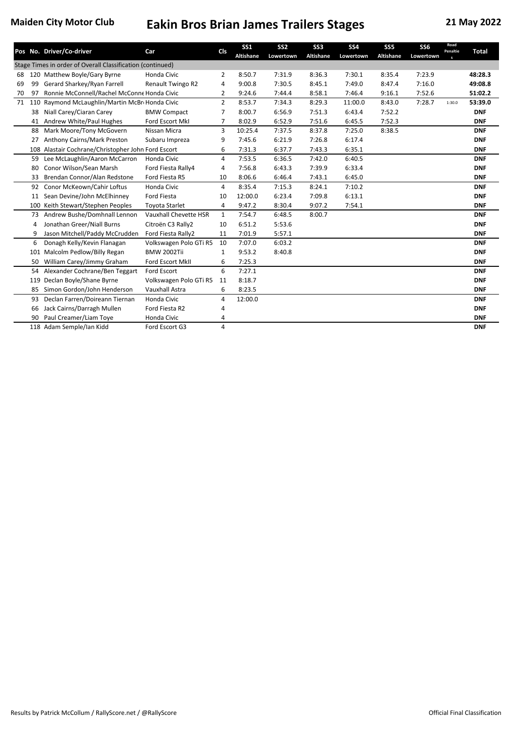# Maiden City Motor Club — Eakin Bros Brian James Trailers Stages — 21 May 2022

| Pos | No. | Driver/Co-driver | Car | Cls | SS1 Altishane | SS2 Lowertown | SS3 Altishane | SS4 Lowertown | SS5 Altishane | SS6 Lowertown | Road Penalties | Total |
|---|---|---|---|---|---|---|---|---|---|---|---|---|
| Stage Times in order of Overall Classification (continued) | | | | | | | | | | | | |
| 68 | 120 | Matthew Boyle/Gary Byrne | Honda Civic | 2 | 8:50.7 | 7:31.9 | 8:36.3 | 7:30.1 | 8:35.4 | 7:23.9 | | **48:28.3** |
| 69 | 99 | Gerard Sharkey/Ryan Farrell | Renault Twingo R2 | 4 | 9:00.8 | 7:30.5 | 8:45.1 | 7:49.0 | 8:47.4 | 7:16.0 | | **49:08.8** |
| 70 | 97 | Ronnie McConnell/Rachel McConne Honda Civic | | 2 | 9:24.6 | 7:44.4 | 8:58.1 | 7:46.4 | 9:16.1 | 7:52.6 | | **51:02.2** |
| 71 | 110 | Raymond McLaughlin/Martin McBr Honda Civic | | 2 | 8:53.7 | 7:34.3 | 8:29.3 | 11:00.0 | 8:43.0 | 7:28.7 | 1:30.0 | **53:39.0** |
| | 38 | Niall Carey/Ciaran Carey | BMW Compact | 7 | 8:00.7 | 6:56.9 | 7:51.3 | 6:43.4 | 7:52.2 | | | **DNF** |
| | 41 | Andrew White/Paul Hughes | Ford Escort MkI | 7 | 8:02.9 | 6:52.9 | 7:51.6 | 6:45.5 | 7:52.3 | | | **DNF** |
| | 88 | Mark Moore/Tony McGovern | Nissan Micra | 3 | 10:25.4 | 7:37.5 | 8:37.8 | 7:25.0 | 8:38.5 | | | **DNF** |
| | 27 | Anthony Cairns/Mark Preston | Subaru Impreza | 9 | 7:45.6 | 6:21.9 | 7:26.8 | 6:17.4 | | | | **DNF** |
| | 108 | Alastair Cochrane/Christopher John Ford Escort | | 6 | 7:31.3 | 6:37.7 | 7:43.3 | 6:35.1 | | | | **DNF** |
| | 59 | Lee McLaughlin/Aaron McCarron | Honda Civic | 4 | 7:53.5 | 6:36.5 | 7:42.0 | 6:40.5 | | | | **DNF** |
| | 80 | Conor Wilson/Sean Marsh | Ford Fiesta Rally4 | 4 | 7:56.8 | 6:43.3 | 7:39.9 | 6:33.4 | | | | **DNF** |
| | 33 | Brendan Connor/Alan Redstone | Ford Fiesta R5 | 10 | 8:06.6 | 6:46.4 | 7:43.1 | 6:45.0 | | | | **DNF** |
| | 92 | Conor McKeown/Cahir Loftus | Honda Civic | 4 | 8:35.4 | 7:15.3 | 8:24.1 | 7:10.2 | | | | **DNF** |
| | 11 | Sean Devine/John McElhinney | Ford Fiesta | 10 | 12:00.0 | 6:23.4 | 7:09.8 | 6:13.1 | | | | **DNF** |
| | 100 | Keith Stewart/Stephen Peoples | Toyota Starlet | 4 | 9:47.2 | 8:30.4 | 9:07.2 | 7:54.1 | | | | **DNF** |
| | 73 | Andrew Bushe/Domhnall Lennon | Vauxhall Chevette HSR | 1 | 7:54.7 | 6:48.5 | 8:00.7 | | | | | **DNF** |
| | 4 | Jonathan Greer/Niall Burns | Citroën C3 Rally2 | 10 | 6:51.2 | 5:53.6 | | | | | | **DNF** |
| | 9 | Jason Mitchell/Paddy McCrudden | Ford Fiesta Rally2 | 11 | 7:01.9 | 5:57.1 | | | | | | **DNF** |
| | 6 | Donagh Kelly/Kevin Flanagan | Volkswagen Polo GTi R5 | 10 | 7:07.0 | 6:03.2 | | | | | | **DNF** |
| | 101 | Malcolm Pedlow/Billy Regan | BMW 2002Tii | 1 | 9:53.2 | 8:40.8 | | | | | | **DNF** |
| | 50 | William Carey/Jimmy Graham | Ford Escort MkII | 6 | 7:25.3 | | | | | | | **DNF** |
| | 54 | Alexander Cochrane/Ben Teggart | Ford Escort | 6 | 7:27.1 | | | | | | | **DNF** |
| | 119 | Declan Boyle/Shane Byrne | Volkswagen Polo GTi R5 | 11 | 8:18.7 | | | | | | | **DNF** |
| | 85 | Simon Gordon/John Henderson | Vauxhall Astra | 6 | 8:23.5 | | | | | | | **DNF** |
| | 93 | Declan Farren/Doireann Tiernan | Honda Civic | 4 | 12:00.0 | | | | | | | **DNF** |
| | 66 | Jack Cairns/Darragh Mullen | Ford Fiesta R2 | 4 | | | | | | | | **DNF** |
| | 90 | Paul Creamer/Liam Toye | Honda Civic | 4 | | | | | | | | **DNF** |
| | 118 | Adam Semple/Ian Kidd | Ford Escort G3 | 4 | | | | | | | | **DNF** |

Results by Patrick McCollum / RallyScore.net / @RallyScore — Official Final Classification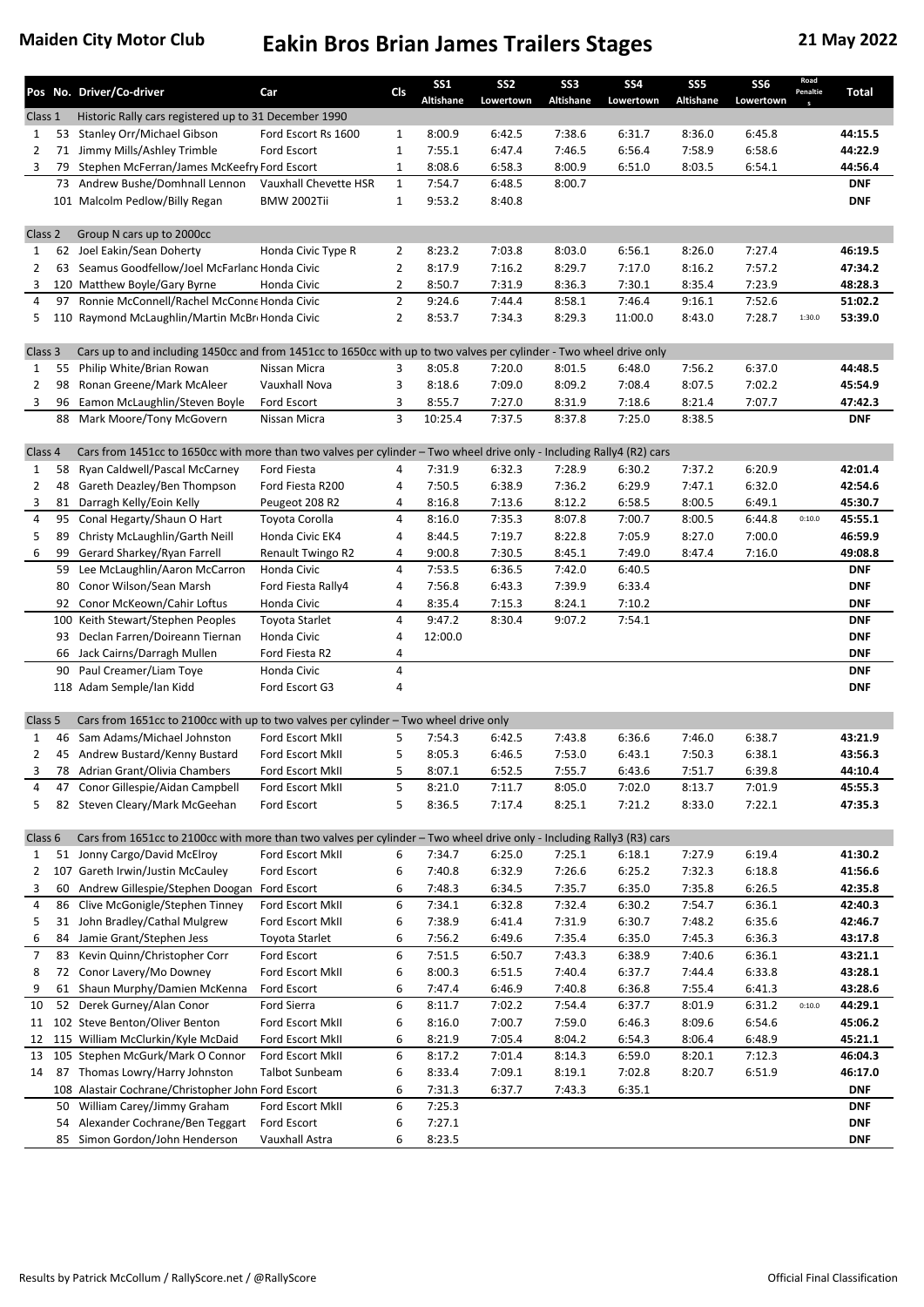# Maiden City Motor Club — Eakin Bros Brian James Trailers Stages — 21 May 2022

| Pos | No. | Driver/Co-driver | Car | Cls | SS1 Altishane | SS2 Lowertown | SS3 Altishane | SS4 Lowertown | SS5 Altishane | SS6 Lowertown | Road Penalties | Total |
|---|---|---|---|---|---|---|---|---|---|---|---|---|
| Class 1 | | Historic Rally cars registered up to 31 December 1990 | | | | | | | | | | |
| 1 | 53 | Stanley Orr/Michael Gibson | Ford Escort Rs 1600 | 1 | 8:00.9 | 6:42.5 | 7:38.6 | 6:31.7 | 8:36.0 | 6:45.8 | | **44:15.5** |
| 2 | 71 | Jimmy Mills/Ashley Trimble | Ford Escort | 1 | 7:55.1 | 6:47.4 | 7:46.5 | 6:56.4 | 7:58.9 | 6:58.6 | | **44:22.9** |
| 3 | 79 | Stephen McFerran/James McKeefry | Ford Escort | 1 | 8:08.6 | 6:58.3 | 8:00.9 | 6:51.0 | 8:03.5 | 6:54.1 | | **44:56.4** |
| | 73 | Andrew Bushe/Domhnall Lennon | Vauxhall Chevette HSR | 1 | 7:54.7 | 6:48.5 | 8:00.7 | | | | | **DNF** |
| | 101 | Malcolm Pedlow/Billy Regan | BMW 2002Tii | 1 | 9:53.2 | 8:40.8 | | | | | | **DNF** |
| Class 2 | | Group N cars up to 2000cc | | | | | | | | | | |
| 1 | 62 | Joel Eakin/Sean Doherty | Honda Civic Type R | 2 | 8:23.2 | 7:03.8 | 8:03.0 | 6:56.1 | 8:26.0 | 7:27.4 | | **46:19.5** |
| 2 | 63 | Seamus Goodfellow/Joel McFarland | Honda Civic | 2 | 8:17.9 | 7:16.2 | 8:29.7 | 7:17.0 | 8:16.2 | 7:57.2 | | **47:34.2** |
| 3 | 120 | Matthew Boyle/Gary Byrne | Honda Civic | 2 | 8:50.7 | 7:31.9 | 8:36.3 | 7:30.1 | 8:35.4 | 7:23.9 | | **48:28.3** |
| 4 | 97 | Ronnie McConnell/Rachel McConnell | Honda Civic | 2 | 9:24.6 | 7:44.4 | 8:58.1 | 7:46.4 | 9:16.1 | 7:52.6 | | **51:02.2** |
| 5 | 110 | Raymond McLaughlin/Martin McBr | Honda Civic | 2 | 8:53.7 | 7:34.3 | 8:29.3 | 11:00.0 | 8:43.0 | 7:28.7 | 1:30.0 | **53:39.0** |
| Class 3 | | Cars up to and including 1450cc and from 1451cc to 1650cc with up to two valves per cylinder - Two wheel drive only | | | | | | | | | | |
| 1 | 55 | Philip White/Brian Rowan | Nissan Micra | 3 | 8:05.8 | 7:20.0 | 8:01.5 | 6:48.0 | 7:56.2 | 6:37.0 | | **44:48.5** |
| 2 | 98 | Ronan Greene/Mark McAleer | Vauxhall Nova | 3 | 8:18.6 | 7:09.0 | 8:09.2 | 7:08.4 | 8:07.5 | 7:02.2 | | **45:54.9** |
| 3 | 96 | Eamon McLaughlin/Steven Boyle | Ford Escort | 3 | 8:55.7 | 7:27.0 | 8:31.9 | 7:18.6 | 8:21.4 | 7:07.7 | | **47:42.3** |
| | 88 | Mark Moore/Tony McGovern | Nissan Micra | 3 | 10:25.4 | 7:37.5 | 8:37.8 | 7:25.0 | 8:38.5 | | | **DNF** |
| Class 4 | | Cars from 1451cc to 1650cc with more than two valves per cylinder – Two wheel drive only - Including Rally4 (R2) cars | | | | | | | | | | |
| 1 | 58 | Ryan Caldwell/Pascal McCarney | Ford Fiesta | 4 | 7:31.9 | 6:32.3 | 7:28.9 | 6:30.2 | 7:37.2 | 6:20.9 | | **42:01.4** |
| 2 | 48 | Gareth Deazley/Ben Thompson | Ford Fiesta R200 | 4 | 7:50.5 | 6:38.9 | 7:36.2 | 6:29.9 | 7:47.1 | 6:32.0 | | **42:54.6** |
| 3 | 81 | Darragh Kelly/Eoin Kelly | Peugeot 208 R2 | 4 | 8:16.8 | 7:13.6 | 8:12.2 | 6:58.5 | 8:00.5 | 6:49.1 | | **45:30.7** |
| 4 | 95 | Conal Hegarty/Shaun O Hart | Toyota Corolla | 4 | 8:16.0 | 7:35.3 | 8:07.8 | 7:00.7 | 8:00.5 | 6:44.8 | 0:10.0 | **45:55.1** |
| 5 | 89 | Christy McLaughlin/Garth Neill | Honda Civic EK4 | 4 | 8:44.5 | 7:19.7 | 8:22.8 | 7:05.9 | 8:27.0 | 7:00.0 | | **46:59.9** |
| 6 | 99 | Gerard Sharkey/Ryan Farrell | Renault Twingo R2 | 4 | 9:00.8 | 7:30.5 | 8:45.1 | 7:49.0 | 8:47.4 | 7:16.0 | | **49:08.8** |
| | 59 | Lee McLaughlin/Aaron McCarron | Honda Civic | 4 | 7:53.5 | 6:36.5 | 7:42.0 | 6:40.5 | | | | **DNF** |
| | 80 | Conor Wilson/Sean Marsh | Ford Fiesta Rally4 | 4 | 7:56.8 | 6:43.3 | 7:39.9 | 6:33.4 | | | | **DNF** |
| | 92 | Conor McKeown/Cahir Loftus | Honda Civic | 4 | 8:35.4 | 7:15.3 | 8:24.1 | 7:10.2 | | | | **DNF** |
| | 100 | Keith Stewart/Stephen Peoples | Toyota Starlet | 4 | 9:47.2 | 8:30.4 | 9:07.2 | 7:54.1 | | | | **DNF** |
| | 93 | Declan Farren/Doireann Tiernan | Honda Civic | 4 | 12:00.0 | | | | | | | **DNF** |
| | 66 | Jack Cairns/Darragh Mullen | Ford Fiesta R2 | 4 | | | | | | | | **DNF** |
| | 90 | Paul Creamer/Liam Toye | Honda Civic | 4 | | | | | | | | **DNF** |
| | 118 | Adam Semple/Ian Kidd | Ford Escort G3 | 4 | | | | | | | | **DNF** |
| Class 5 | | Cars from 1651cc to 2100cc with up to two valves per cylinder – Two wheel drive only | | | | | | | | | | |
| 1 | 46 | Sam Adams/Michael Johnston | Ford Escort MkII | 5 | 7:54.3 | 6:42.5 | 7:43.8 | 6:36.6 | 7:46.0 | 6:38.7 | | **43:21.9** |
| 2 | 45 | Andrew Bustard/Kenny Bustard | Ford Escort MkII | 5 | 8:05.3 | 6:46.5 | 7:53.0 | 6:43.1 | 7:50.3 | 6:38.1 | | **43:56.3** |
| 3 | 78 | Adrian Grant/Olivia Chambers | Ford Escort MkII | 5 | 8:07.1 | 6:52.5 | 7:55.7 | 6:43.6 | 7:51.7 | 6:39.8 | | **44:10.4** |
| 4 | 47 | Conor Gillespie/Aidan Campbell | Ford Escort MkII | 5 | 8:21.0 | 7:11.7 | 8:05.0 | 7:02.0 | 8:13.7 | 7:01.9 | | **45:55.3** |
| 5 | 82 | Steven Cleary/Mark McGeehan | Ford Escort | 5 | 8:36.5 | 7:17.4 | 8:25.1 | 7:21.2 | 8:33.0 | 7:22.1 | | **47:35.3** |
| Class 6 | | Cars from 1651cc to 2100cc with more than two valves per cylinder – Two wheel drive only - Including Rally3 (R3) cars | | | | | | | | | | |
| 1 | 51 | Jonny Cargo/David McElroy | Ford Escort MkII | 6 | 7:34.7 | 6:25.0 | 7:25.1 | 6:18.1 | 7:27.9 | 6:19.4 | | **41:30.2** |
| 2 | 107 | Gareth Irwin/Justin McCauley | Ford Escort | 6 | 7:40.8 | 6:32.9 | 7:26.6 | 6:25.2 | 7:32.3 | 6:18.8 | | **41:56.6** |
| 3 | 60 | Andrew Gillespie/Stephen Doogan | Ford Escort | 6 | 7:48.3 | 6:34.5 | 7:35.7 | 6:35.0 | 7:35.8 | 6:26.5 | | **42:35.8** |
| 4 | 86 | Clive McGonigle/Stephen Tinney | Ford Escort MkII | 6 | 7:34.1 | 6:32.8 | 7:32.4 | 6:30.2 | 7:54.7 | 6:36.1 | | **42:40.3** |
| 5 | 31 | John Bradley/Cathal Mulgrew | Ford Escort MkII | 6 | 7:38.9 | 6:41.4 | 7:31.9 | 6:30.7 | 7:48.2 | 6:35.6 | | **42:46.7** |
| 6 | 84 | Jamie Grant/Stephen Jess | Toyota Starlet | 6 | 7:56.2 | 6:49.6 | 7:35.4 | 6:35.0 | 7:45.3 | 6:36.3 | | **43:17.8** |
| 7 | 83 | Kevin Quinn/Christopher Corr | Ford Escort | 6 | 7:51.5 | 6:50.7 | 7:43.3 | 6:38.9 | 7:40.6 | 6:36.1 | | **43:21.1** |
| 8 | 72 | Conor Lavery/Mo Downey | Ford Escort MkII | 6 | 8:00.3 | 6:51.5 | 7:40.4 | 6:37.7 | 7:44.4 | 6:33.8 | | **43:28.1** |
| 9 | 61 | Shaun Murphy/Damien McKenna | Ford Escort | 6 | 7:47.4 | 6:46.9 | 7:40.8 | 6:36.8 | 7:55.4 | 6:41.3 | | **43:28.6** |
| 10 | 52 | Derek Gurney/Alan Conor | Ford Sierra | 6 | 8:11.7 | 7:02.2 | 7:54.4 | 6:37.7 | 8:01.9 | 6:31.2 | 0:10.0 | **44:29.1** |
| 11 | 102 | Steve Benton/Oliver Benton | Ford Escort MkII | 6 | 8:16.0 | 7:00.7 | 7:59.0 | 6:46.3 | 8:09.6 | 6:54.6 | | **45:06.2** |
| 12 | 115 | William McClurkin/Kyle McDaid | Ford Escort MkII | 6 | 8:21.9 | 7:05.4 | 8:04.2 | 6:54.3 | 8:06.4 | 6:48.9 | | **45:21.1** |
| 13 | 105 | Stephen McGurk/Mark O Connor | Ford Escort MkII | 6 | 8:17.2 | 7:01.4 | 8:14.3 | 6:59.0 | 8:20.1 | 7:12.3 | | **46:04.3** |
| 14 | 87 | Thomas Lowry/Harry Johnston | Talbot Sunbeam | 6 | 8:33.4 | 7:09.1 | 8:19.1 | 7:02.8 | 8:20.7 | 6:51.9 | | **46:17.0** |
| | 108 | Alastair Cochrane/Christopher John | Ford Escort | 6 | 7:31.3 | 6:37.7 | 7:43.3 | 6:35.1 | | | | **DNF** |
| | 50 | William Carey/Jimmy Graham | Ford Escort MkII | 6 | 7:25.3 | | | | | | | **DNF** |
| | 54 | Alexander Cochrane/Ben Teggart | Ford Escort | 6 | 7:27.1 | | | | | | | **DNF** |
| | 85 | Simon Gordon/John Henderson | Vauxhall Astra | 6 | 8:23.5 | | | | | | | **DNF** |

Results by Patrick McCollum / RallyScore.net / @RallyScore — Official Final Classification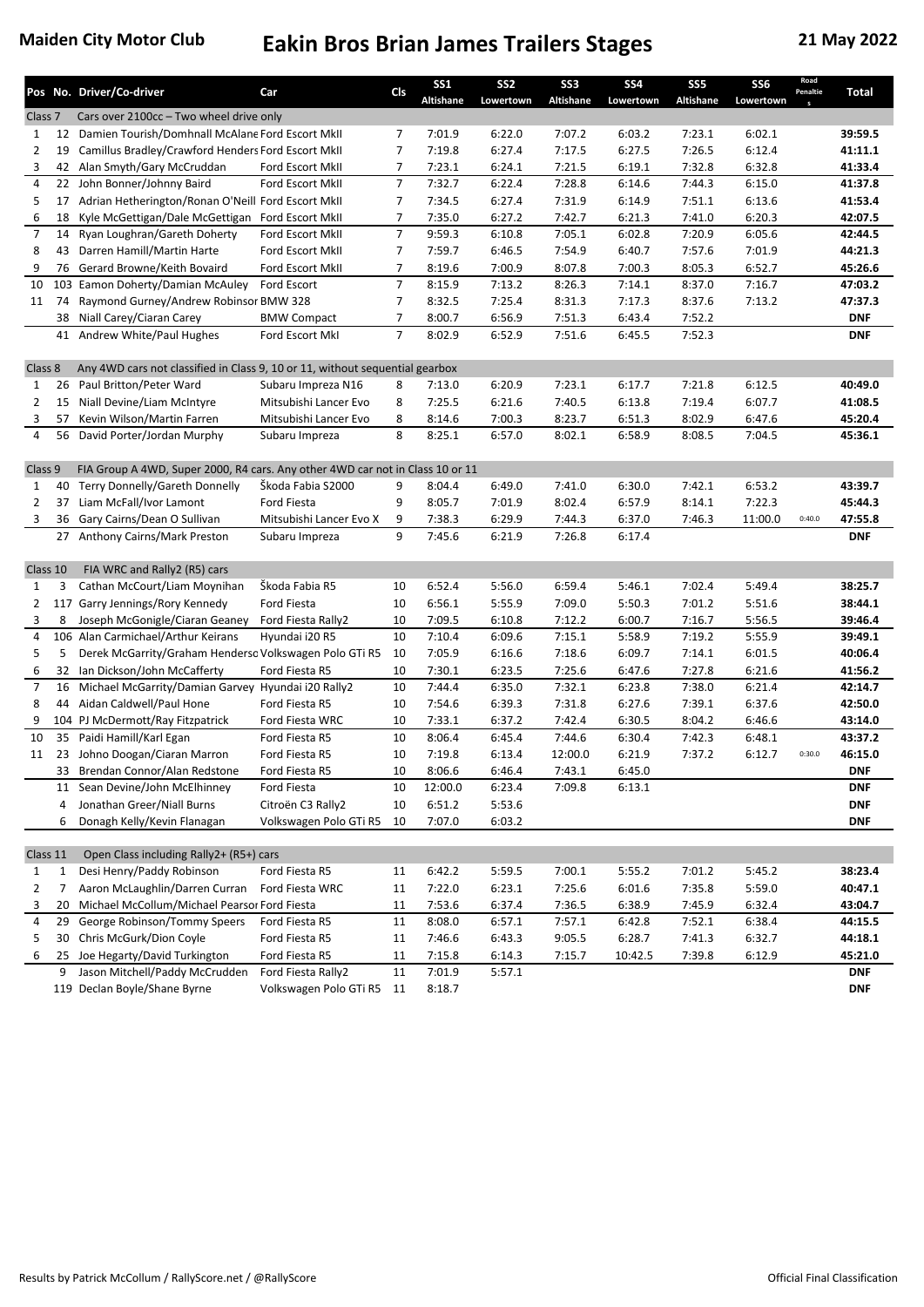**Maiden City Motor Club** | **Eakin Bros Brian James Trailers Stages** | **21 May 2022**

| Pos | No. | Driver/Co-driver | Car | Cls | SS1 Altishane | SS2 Lowertown | SS3 Altishane | SS4 Lowertown | SS5 Altishane | SS6 Lowertown | Road Penalties | Total |
|---|---|---|---|---|---|---|---|---|---|---|---|---|
| Class 7 | | Cars over 2100cc – Two wheel drive only | | | | | | | | | | |
| 1 | 12 | Damien Tourish/Domhnall McAlane | Ford Escort MkII | 7 | 7:01.9 | 6:22.0 | 7:07.2 | 6:03.2 | 7:23.1 | 6:02.1 | | **39:59.5** |
| 2 | 19 | Camillus Bradley/Crawford Henders | Ford Escort MkII | 7 | 7:19.8 | 6:27.4 | 7:17.5 | 6:27.5 | 7:26.5 | 6:12.4 | | **41:11.1** |
| 3 | 42 | Alan Smyth/Gary McCruddan | Ford Escort MkII | 7 | 7:23.1 | 6:24.1 | 7:21.5 | 6:19.1 | 7:32.8 | 6:32.8 | | **41:33.4** |
| 4 | 22 | John Bonner/Johnny Baird | Ford Escort MkII | 7 | 7:32.7 | 6:22.4 | 7:28.8 | 6:14.6 | 7:44.3 | 6:15.0 | | **41:37.8** |
| 5 | 17 | Adrian Hetherington/Ronan O'Neill | Ford Escort MkII | 7 | 7:34.5 | 6:27.4 | 7:31.9 | 6:14.9 | 7:51.1 | 6:13.6 | | **41:53.4** |
| 6 | 18 | Kyle McGettigan/Dale McGettigan | Ford Escort MkII | 7 | 7:35.0 | 6:27.2 | 7:42.7 | 6:21.3 | 7:41.0 | 6:20.3 | | **42:07.5** |
| 7 | 14 | Ryan Loughran/Gareth Doherty | Ford Escort MkII | 7 | 9:59.3 | 6:10.8 | 7:05.1 | 6:02.8 | 7:20.9 | 6:05.6 | | **42:44.5** |
| 8 | 43 | Darren Hamill/Martin Harte | Ford Escort MkII | 7 | 7:59.7 | 6:46.5 | 7:54.9 | 6:40.7 | 7:57.6 | 7:01.9 | | **44:21.3** |
| 9 | 76 | Gerard Browne/Keith Bovaird | Ford Escort MkII | 7 | 8:19.6 | 7:00.9 | 8:07.8 | 7:00.3 | 8:05.3 | 6:52.7 | | **45:26.6** |
| 10 | 103 | Eamon Doherty/Damian McAuley | Ford Escort | 7 | 8:15.9 | 7:13.2 | 8:26.3 | 7:14.1 | 8:37.0 | 7:16.7 | | **47:03.2** |
| 11 | 74 | Raymond Gurney/Andrew Robinson | BMW 328 | 7 | 8:32.5 | 7:25.4 | 8:31.3 | 7:17.3 | 8:37.6 | 7:13.2 | | **47:37.3** |
| | 38 | Niall Carey/Ciaran Carey | BMW Compact | 7 | 8:00.7 | 6:56.9 | 7:51.3 | 6:43.4 | 7:52.2 | | | **DNF** |
| | 41 | Andrew White/Paul Hughes | Ford Escort MkI | 7 | 8:02.9 | 6:52.9 | 7:51.6 | 6:45.5 | 7:52.3 | | | **DNF** |
| Class 8 | | Any 4WD cars not classified in Class 9, 10 or 11, without sequential gearbox | | | | | | | | | | |
| 1 | 26 | Paul Britton/Peter Ward | Subaru Impreza N16 | 8 | 7:13.0 | 6:20.9 | 7:23.1 | 6:17.7 | 7:21.8 | 6:12.5 | | **40:49.0** |
| 2 | 15 | Niall Devine/Liam McIntyre | Mitsubishi Lancer Evo | 8 | 7:25.5 | 6:21.6 | 7:40.5 | 6:13.8 | 7:19.4 | 6:07.7 | | **41:08.5** |
| 3 | 57 | Kevin Wilson/Martin Farren | Mitsubishi Lancer Evo | 8 | 8:14.6 | 7:00.3 | 8:23.7 | 6:51.3 | 8:02.9 | 6:47.6 | | **45:20.4** |
| 4 | 56 | David Porter/Jordan Murphy | Subaru Impreza | 8 | 8:25.1 | 6:57.0 | 8:02.1 | 6:58.9 | 8:08.5 | 7:04.5 | | **45:36.1** |
| Class 9 | | FIA Group A 4WD, Super 2000, R4 cars. Any other 4WD car not in Class 10 or 11 | | | | | | | | | | |
| 1 | 40 | Terry Donnelly/Gareth Donnelly | Škoda Fabia S2000 | 9 | 8:04.4 | 6:49.0 | 7:41.0 | 6:30.0 | 7:42.1 | 6:53.2 | | **43:39.7** |
| 2 | 37 | Liam McFall/Ivor Lamont | Ford Fiesta | 9 | 8:05.7 | 7:01.9 | 8:02.4 | 6:57.9 | 8:14.1 | 7:22.3 | | **45:44.3** |
| 3 | 36 | Gary Cairns/Dean O Sullivan | Mitsubishi Lancer Evo X | 9 | 7:38.3 | 6:29.9 | 7:44.3 | 6:37.0 | 7:46.3 | 11:00.0 | 0:40.0 | **47:55.8** |
| | 27 | Anthony Cairns/Mark Preston | Subaru Impreza | 9 | 7:45.6 | 6:21.9 | 7:26.8 | 6:17.4 | | | | **DNF** |
| Class 10 | | FIA WRC and Rally2 (R5) cars | | | | | | | | | | |
| 1 | 3 | Cathan McCourt/Liam Moynihan | Škoda Fabia R5 | 10 | 6:52.4 | 5:56.0 | 6:59.4 | 5:46.1 | 7:02.4 | 5:49.4 | | **38:25.7** |
| 2 | 117 | Garry Jennings/Rory Kennedy | Ford Fiesta | 10 | 6:56.1 | 5:55.9 | 7:09.0 | 5:50.3 | 7:01.2 | 5:51.6 | | **38:44.1** |
| 3 | 8 | Joseph McGonigle/Ciaran Geaney | Ford Fiesta Rally2 | 10 | 7:09.5 | 6:10.8 | 7:12.2 | 6:00.7 | 7:16.7 | 5:56.5 | | **39:46.4** |
| 4 | 106 | Alan Carmichael/Arthur Keirans | Hyundai i20 R5 | 10 | 7:10.4 | 6:09.6 | 7:15.1 | 5:58.9 | 7:19.2 | 5:55.9 | | **39:49.1** |
| 5 | 5 | Derek McGarrity/Graham Henderso | Volkswagen Polo GTi R5 | 10 | 7:05.9 | 6:16.6 | 7:18.6 | 6:09.7 | 7:14.1 | 6:01.5 | | **40:06.4** |
| 6 | 32 | Ian Dickson/John McCafferty | Ford Fiesta R5 | 10 | 7:30.1 | 6:23.5 | 7:25.6 | 6:47.6 | 7:27.8 | 6:21.6 | | **41:56.2** |
| 7 | 16 | Michael McGarrity/Damian Garvey | Hyundai i20 Rally2 | 10 | 7:44.4 | 6:35.0 | 7:32.1 | 6:23.8 | 7:38.0 | 6:21.4 | | **42:14.7** |
| 8 | 44 | Aidan Caldwell/Paul Hone | Ford Fiesta R5 | 10 | 7:54.6 | 6:39.3 | 7:31.8 | 6:27.6 | 7:39.1 | 6:37.6 | | **42:50.0** |
| 9 | 104 | PJ McDermott/Ray Fitzpatrick | Ford Fiesta WRC | 10 | 7:33.1 | 6:37.2 | 7:42.4 | 6:30.5 | 8:04.2 | 6:46.6 | | **43:14.0** |
| 10 | 35 | Paidi Hamill/Karl Egan | Ford Fiesta R5 | 10 | 8:06.4 | 6:45.4 | 7:44.6 | 6:30.4 | 7:42.3 | 6:48.1 | | **43:37.2** |
| 11 | 23 | Johno Doogan/Ciaran Marron | Ford Fiesta R5 | 10 | 7:19.8 | 6:13.4 | 12:00.0 | 6:21.9 | 7:37.2 | 6:12.7 | 0:30.0 | **46:15.0** |
| | 33 | Brendan Connor/Alan Redstone | Ford Fiesta R5 | 10 | 8:06.6 | 6:46.4 | 7:43.1 | 6:45.0 | | | | **DNF** |
| | 11 | Sean Devine/John McElhinney | Ford Fiesta | 10 | 12:00.0 | 6:23.4 | 7:09.8 | 6:13.1 | | | | **DNF** |
| | 4 | Jonathan Greer/Niall Burns | Citroën C3 Rally2 | 10 | 6:51.2 | 5:53.6 | | | | | | **DNF** |
| | 6 | Donagh Kelly/Kevin Flanagan | Volkswagen Polo GTi R5 | 10 | 7:07.0 | 6:03.2 | | | | | | **DNF** |
| Class 11 | | Open Class including Rally2+ (R5+) cars | | | | | | | | | | |
| 1 | 1 | Desi Henry/Paddy Robinson | Ford Fiesta R5 | 11 | 6:42.2 | 5:59.5 | 7:00.1 | 5:55.2 | 7:01.2 | 5:45.2 | | **38:23.4** |
| 2 | 7 | Aaron McLaughlin/Darren Curran | Ford Fiesta WRC | 11 | 7:22.0 | 6:23.1 | 7:25.6 | 6:01.6 | 7:35.8 | 5:59.0 | | **40:47.1** |
| 3 | 20 | Michael McCollum/Michael Pearson | Ford Fiesta | 11 | 7:53.6 | 6:37.4 | 7:36.5 | 6:38.9 | 7:45.9 | 6:32.4 | | **43:04.7** |
| 4 | 29 | George Robinson/Tommy Speers | Ford Fiesta R5 | 11 | 8:08.0 | 6:57.1 | 7:57.1 | 6:42.8 | 7:52.1 | 6:38.4 | | **44:15.5** |
| 5 | 30 | Chris McGurk/Dion Coyle | Ford Fiesta R5 | 11 | 7:46.6 | 6:43.3 | 9:05.5 | 6:28.7 | 7:41.3 | 6:32.7 | | **44:18.1** |
| 6 | 25 | Joe Hegarty/David Turkington | Ford Fiesta R5 | 11 | 7:15.8 | 6:14.3 | 7:15.7 | 10:42.5 | 7:39.8 | 6:12.9 | | **45:21.0** |
| | 9 | Jason Mitchell/Paddy McCrudden | Ford Fiesta Rally2 | 11 | 7:01.9 | 5:57.1 | | | | | | **DNF** |
| | 119 | Declan Boyle/Shane Byrne | Volkswagen Polo GTi R5 | 11 | 8:18.7 | | | | | | | **DNF** |

Results by Patrick McCollum / RallyScore.net / @RallyScore

Official Final Classification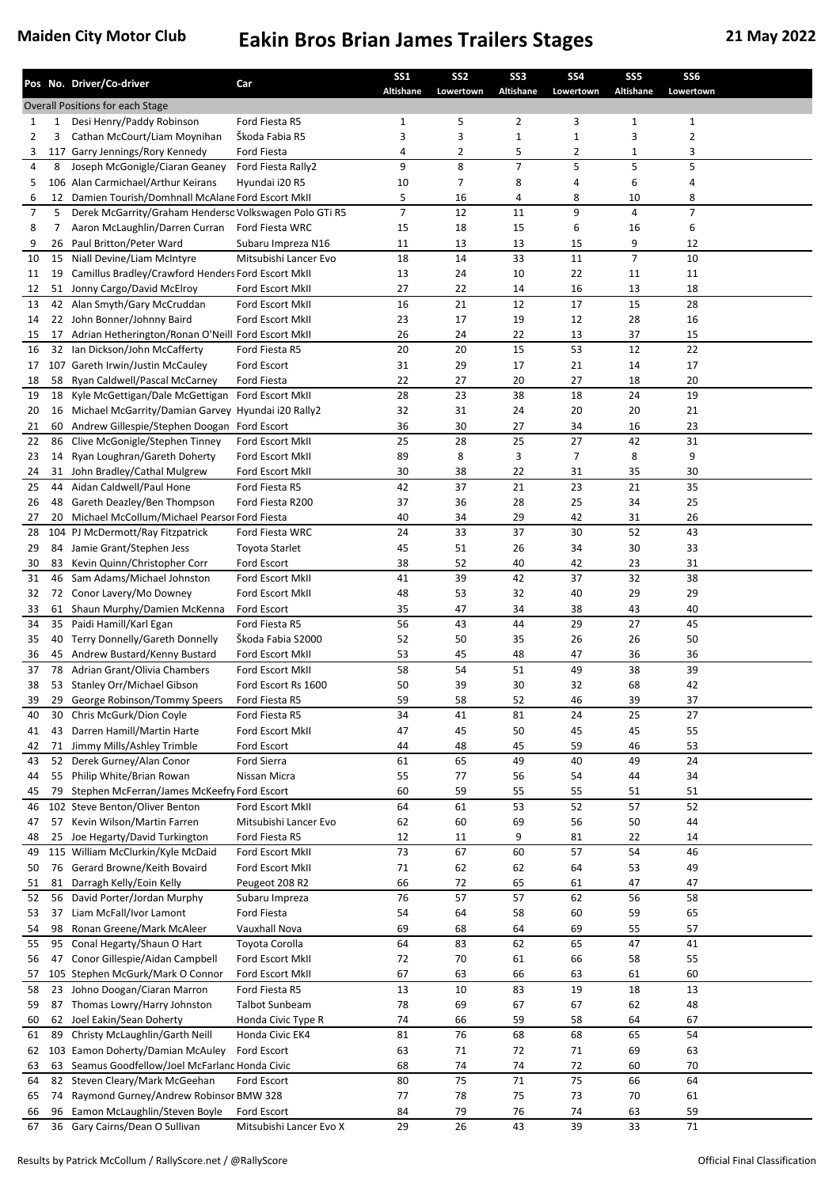Maiden City Motor Club

# Eakin Bros Brian James Trailers Stages

21 May 2022

| Pos | No. | Driver/Co-driver | Car | SS1 Altishane | SS2 Lowertown | SS3 Altishane | SS4 Lowertown | SS5 Altishane | SS6 Lowertown |
|---|---|---|---|---|---|---|---|---|---|
| Overall Positions for each Stage | | | | | | | | | |
| 1 | 1 | Desi Henry/Paddy Robinson | Ford Fiesta R5 | 1 | 5 | 2 | 3 | 1 | 1 |
| 2 | 3 | Cathan McCourt/Liam Moynihan | Škoda Fabia R5 | 3 | 3 | 1 | 1 | 3 | 2 |
| 3 | 117 | Garry Jennings/Rory Kennedy | Ford Fiesta | 4 | 2 | 5 | 2 | 1 | 3 |
| 4 | 8 | Joseph McGonigle/Ciaran Geaney | Ford Fiesta Rally2 | 9 | 8 | 7 | 5 | 5 | 5 |
| 5 | 106 | Alan Carmichael/Arthur Keirans | Hyundai i20 R5 | 10 | 7 | 8 | 4 | 6 | 4 |
| 6 | 12 | Damien Tourish/Domhnall McAlane | Ford Escort MkII | 5 | 16 | 4 | 8 | 10 | 8 |
| 7 | 5 | Derek McGarrity/Graham Henderso | Volkswagen Polo GTi R5 | 7 | 12 | 11 | 9 | 4 | 7 |
| 8 | 7 | Aaron McLaughlin/Darren Curran | Ford Fiesta WRC | 15 | 18 | 15 | 6 | 16 | 6 |
| 9 | 26 | Paul Britton/Peter Ward | Subaru Impreza N16 | 11 | 13 | 13 | 15 | 9 | 12 |
| 10 | 15 | Niall Devine/Liam McIntyre | Mitsubishi Lancer Evo | 18 | 14 | 33 | 11 | 7 | 10 |
| 11 | 19 | Camillus Bradley/Crawford Henders | Ford Escort MkII | 13 | 24 | 10 | 22 | 11 | 11 |
| 12 | 51 | Jonny Cargo/David McElroy | Ford Escort MkII | 27 | 22 | 14 | 16 | 13 | 18 |
| 13 | 42 | Alan Smyth/Gary McCruddan | Ford Escort MkII | 16 | 21 | 12 | 17 | 15 | 28 |
| 14 | 22 | John Bonner/Johnny Baird | Ford Escort MkII | 23 | 17 | 19 | 12 | 28 | 16 |
| 15 | 17 | Adrian Hetherington/Ronan O'Neill | Ford Escort MkII | 26 | 24 | 22 | 13 | 37 | 15 |
| 16 | 32 | Ian Dickson/John McCafferty | Ford Fiesta R5 | 20 | 20 | 15 | 53 | 12 | 22 |
| 17 | 107 | Gareth Irwin/Justin McCauley | Ford Escort | 31 | 29 | 17 | 21 | 14 | 17 |
| 18 | 58 | Ryan Caldwell/Pascal McCarney | Ford Fiesta | 22 | 27 | 20 | 27 | 18 | 20 |
| 19 | 18 | Kyle McGettigan/Dale McGettigan | Ford Escort MkII | 28 | 23 | 38 | 18 | 24 | 19 |
| 20 | 16 | Michael McGarrity/Damian Garvey | Hyundai i20 Rally2 | 32 | 31 | 24 | 20 | 20 | 21 |
| 21 | 60 | Andrew Gillespie/Stephen Doogan | Ford Escort | 36 | 30 | 27 | 34 | 16 | 23 |
| 22 | 86 | Clive McGonigle/Stephen Tinney | Ford Escort MkII | 25 | 28 | 25 | 27 | 42 | 31 |
| 23 | 14 | Ryan Loughran/Gareth Doherty | Ford Escort MkII | 89 | 8 | 3 | 7 | 8 | 9 |
| 24 | 31 | John Bradley/Cathal Mulgrew | Ford Escort MkII | 30 | 38 | 22 | 31 | 35 | 30 |
| 25 | 44 | Aidan Caldwell/Paul Hone | Ford Fiesta R5 | 42 | 37 | 21 | 23 | 21 | 35 |
| 26 | 48 | Gareth Deazley/Ben Thompson | Ford Fiesta R200 | 37 | 36 | 28 | 25 | 34 | 25 |
| 27 | 20 | Michael McCollum/Michael Pearsor | Ford Fiesta | 40 | 34 | 29 | 42 | 31 | 26 |
| 28 | 104 | PJ McDermott/Ray Fitzpatrick | Ford Fiesta WRC | 24 | 33 | 37 | 30 | 52 | 43 |
| 29 | 84 | Jamie Grant/Stephen Jess | Toyota Starlet | 45 | 51 | 26 | 34 | 30 | 33 |
| 30 | 83 | Kevin Quinn/Christopher Corr | Ford Escort | 38 | 52 | 40 | 42 | 23 | 31 |
| 31 | 46 | Sam Adams/Michael Johnston | Ford Escort MkII | 41 | 39 | 42 | 37 | 32 | 38 |
| 32 | 72 | Conor Lavery/Mo Downey | Ford Escort MkII | 48 | 53 | 32 | 40 | 29 | 29 |
| 33 | 61 | Shaun Murphy/Damien McKenna | Ford Escort | 35 | 47 | 34 | 38 | 43 | 40 |
| 34 | 35 | Paidi Hamill/Karl Egan | Ford Fiesta R5 | 56 | 43 | 44 | 29 | 27 | 45 |
| 35 | 40 | Terry Donnelly/Gareth Donnelly | Škoda Fabia S2000 | 52 | 50 | 35 | 26 | 26 | 50 |
| 36 | 45 | Andrew Bustard/Kenny Bustard | Ford Escort MkII | 53 | 45 | 48 | 47 | 36 | 36 |
| 37 | 78 | Adrian Grant/Olivia Chambers | Ford Escort MkII | 58 | 54 | 51 | 49 | 38 | 39 |
| 38 | 53 | Stanley Orr/Michael Gibson | Ford Escort Rs 1600 | 50 | 39 | 30 | 32 | 68 | 42 |
| 39 | 29 | George Robinson/Tommy Speers | Ford Fiesta R5 | 59 | 58 | 52 | 46 | 39 | 37 |
| 40 | 30 | Chris McGurk/Dion Coyle | Ford Fiesta R5 | 34 | 41 | 81 | 24 | 25 | 27 |
| 41 | 43 | Darren Hamill/Martin Harte | Ford Escort MkII | 47 | 45 | 50 | 45 | 45 | 55 |
| 42 | 71 | Jimmy Mills/Ashley Trimble | Ford Escort | 44 | 48 | 45 | 59 | 46 | 53 |
| 43 | 52 | Derek Gurney/Alan Conor | Ford Sierra | 61 | 65 | 49 | 40 | 49 | 24 |
| 44 | 55 | Philip White/Brian Rowan | Nissan Micra | 55 | 77 | 56 | 54 | 44 | 34 |
| 45 | 79 | Stephen McFerran/James McKeefry | Ford Escort | 60 | 59 | 55 | 55 | 51 | 51 |
| 46 | 102 | Steve Benton/Oliver Benton | Ford Escort MkII | 64 | 61 | 53 | 52 | 57 | 52 |
| 47 | 57 | Kevin Wilson/Martin Farren | Mitsubishi Lancer Evo | 62 | 60 | 69 | 56 | 50 | 44 |
| 48 | 25 | Joe Hegarty/David Turkington | Ford Fiesta R5 | 12 | 11 | 9 | 81 | 22 | 14 |
| 49 | 115 | William McClurkin/Kyle McDaid | Ford Escort MkII | 73 | 67 | 60 | 57 | 54 | 46 |
| 50 | 76 | Gerard Browne/Keith Bovaird | Ford Escort MkII | 71 | 62 | 62 | 64 | 53 | 49 |
| 51 | 81 | Darragh Kelly/Eoin Kelly | Peugeot 208 R2 | 66 | 72 | 65 | 61 | 47 | 47 |
| 52 | 56 | David Porter/Jordan Murphy | Subaru Impreza | 76 | 57 | 57 | 62 | 56 | 58 |
| 53 | 37 | Liam McFall/Ivor Lamont | Ford Fiesta | 54 | 64 | 58 | 60 | 59 | 65 |
| 54 | 98 | Ronan Greene/Mark McAleer | Vauxhall Nova | 69 | 68 | 64 | 69 | 55 | 57 |
| 55 | 95 | Conal Hegarty/Shaun O Hart | Toyota Corolla | 64 | 83 | 62 | 65 | 47 | 41 |
| 56 | 47 | Conor Gillespie/Aidan Campbell | Ford Escort MkII | 72 | 70 | 61 | 66 | 58 | 55 |
| 57 | 105 | Stephen McGurk/Mark O Connor | Ford Escort MkII | 67 | 63 | 66 | 63 | 61 | 60 |
| 58 | 23 | Johno Doogan/Ciaran Marron | Ford Fiesta R5 | 13 | 10 | 83 | 19 | 18 | 13 |
| 59 | 87 | Thomas Lowry/Harry Johnston | Talbot Sunbeam | 78 | 69 | 67 | 67 | 62 | 48 |
| 60 | 62 | Joel Eakin/Sean Doherty | Honda Civic Type R | 74 | 66 | 59 | 58 | 64 | 67 |
| 61 | 89 | Christy McLaughlin/Garth Neill | Honda Civic EK4 | 81 | 76 | 68 | 68 | 65 | 54 |
| 62 | 103 | Eamon Doherty/Damian McAuley | Ford Escort | 63 | 71 | 72 | 71 | 69 | 63 |
| 63 | 63 | Seamus Goodfellow/Joel McFarlanc | Honda Civic | 68 | 74 | 74 | 72 | 60 | 70 |
| 64 | 82 | Steven Cleary/Mark McGeehan | Ford Escort | 80 | 75 | 71 | 75 | 66 | 64 |
| 65 | 74 | Raymond Gurney/Andrew Robinsor | BMW 328 | 77 | 78 | 75 | 73 | 70 | 61 |
| 66 | 96 | Eamon McLaughlin/Steven Boyle | Ford Escort | 84 | 79 | 76 | 74 | 63 | 59 |
| 67 | 36 | Gary Cairns/Dean O Sullivan | Mitsubishi Lancer Evo X | 29 | 26 | 43 | 39 | 33 | 71 |

Results by Patrick McCollum / RallyScore.net / @RallyScore

Official Final Classification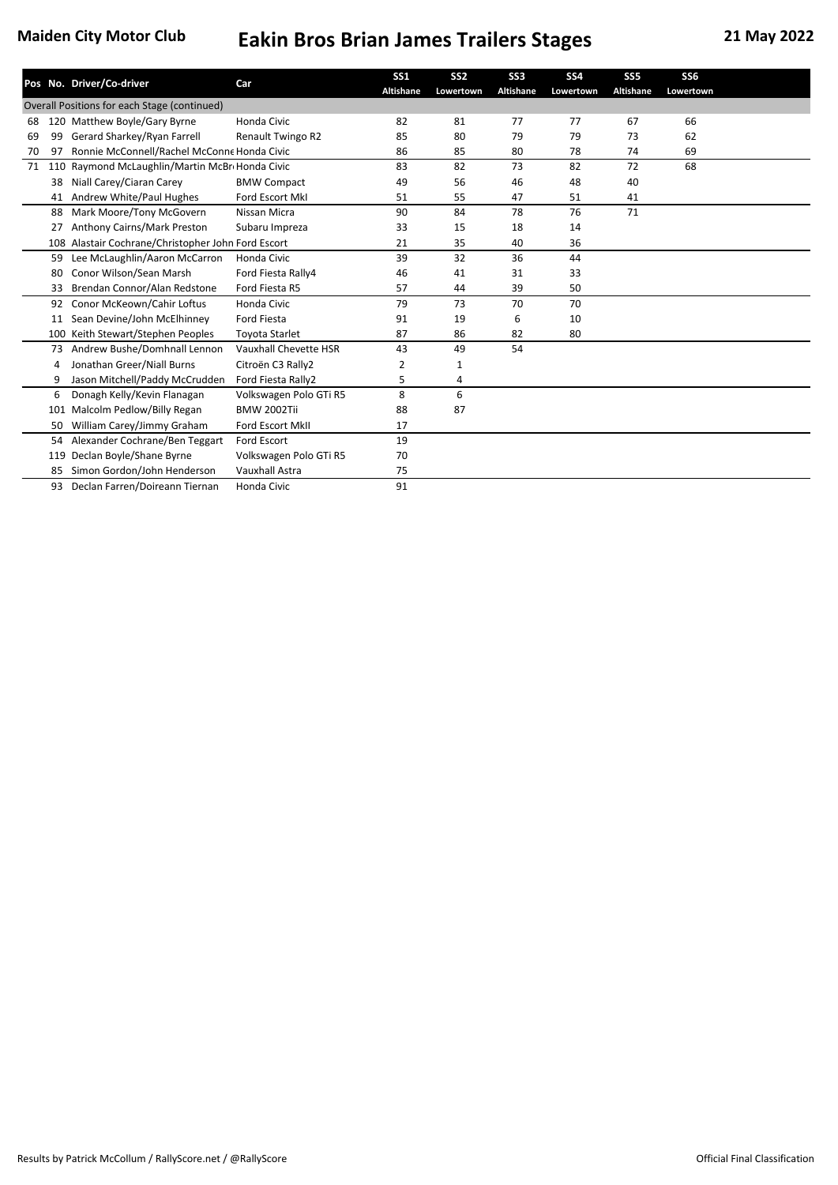# Maiden City Motor Club — Eakin Bros Brian James Trailers Stages — 21 May 2022

| Pos | No. | Driver/Co-driver | Car | SS1 Altishane | SS2 Lowertown | SS3 Altishane | SS4 Lowertown | SS5 Altishane | SS6 Lowertown |
|---|---|---|---|---|---|---|---|---|---|
| Overall Positions for each Stage (continued) | | | | | | | | | |
| 68 | 120 | Matthew Boyle/Gary Byrne | Honda Civic | 82 | 81 | 77 | 77 | 67 | 66 |
| 69 | 99 | Gerard Sharkey/Ryan Farrell | Renault Twingo R2 | 85 | 80 | 79 | 79 | 73 | 62 |
| 70 | 97 | Ronnie McConnell/Rachel McConne | Honda Civic | 86 | 85 | 80 | 78 | 74 | 69 |
| 71 | 110 | Raymond McLaughlin/Martin McBr | Honda Civic | 83 | 82 | 73 | 82 | 72 | 68 |
| | 38 | Niall Carey/Ciaran Carey | BMW Compact | 49 | 56 | 46 | 48 | 40 | |
| | 41 | Andrew White/Paul Hughes | Ford Escort MkI | 51 | 55 | 47 | 51 | 41 | |
| | 88 | Mark Moore/Tony McGovern | Nissan Micra | 90 | 84 | 78 | 76 | 71 | |
| | 27 | Anthony Cairns/Mark Preston | Subaru Impreza | 33 | 15 | 18 | 14 | | |
| | 108 | Alastair Cochrane/Christopher John | Ford Escort | 21 | 35 | 40 | 36 | | |
| | 59 | Lee McLaughlin/Aaron McCarron | Honda Civic | 39 | 32 | 36 | 44 | | |
| | 80 | Conor Wilson/Sean Marsh | Ford Fiesta Rally4 | 46 | 41 | 31 | 33 | | |
| | 33 | Brendan Connor/Alan Redstone | Ford Fiesta R5 | 57 | 44 | 39 | 50 | | |
| | 92 | Conor McKeown/Cahir Loftus | Honda Civic | 79 | 73 | 70 | 70 | | |
| | 11 | Sean Devine/John McElhinney | Ford Fiesta | 91 | 19 | 6 | 10 | | |
| | 100 | Keith Stewart/Stephen Peoples | Toyota Starlet | 87 | 86 | 82 | 80 | | |
| | 73 | Andrew Bushe/Domhnall Lennon | Vauxhall Chevette HSR | 43 | 49 | 54 | | | |
| | 4 | Jonathan Greer/Niall Burns | Citroën C3 Rally2 | 2 | 1 | | | | |
| | 9 | Jason Mitchell/Paddy McCrudden | Ford Fiesta Rally2 | 5 | 4 | | | | |
| | 6 | Donagh Kelly/Kevin Flanagan | Volkswagen Polo GTi R5 | 8 | 6 | | | | |
| | 101 | Malcolm Pedlow/Billy Regan | BMW 2002Tii | 88 | 87 | | | | |
| | 50 | William Carey/Jimmy Graham | Ford Escort MkII | 17 | | | | | |
| | 54 | Alexander Cochrane/Ben Teggart | Ford Escort | 19 | | | | | |
| | 119 | Declan Boyle/Shane Byrne | Volkswagen Polo GTi R5 | 70 | | | | | |
| | 85 | Simon Gordon/John Henderson | Vauxhall Astra | 75 | | | | | |
| | 93 | Declan Farren/Doireann Tiernan | Honda Civic | 91 | | | | | |

Results by Patrick McCollum / RallyScore.net / @RallyScore — Official Final Classification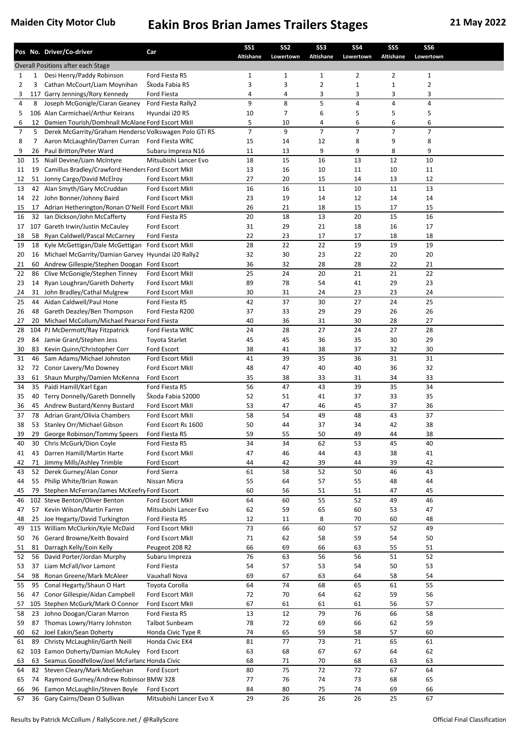**Maiden City Motor Club**

# Eakin Bros Brian James Trailers Stages

**21 May 2022**

| Pos | No. | Driver/Co-driver | Car | SS1 Altishane | SS2 Lowertown | SS3 Altishane | SS4 Lowertown | SS5 Altishane | SS6 Lowertown |
|---|---|---|---|---|---|---|---|---|---|
| Overall Positions after each Stage | | | | | | | | | |
| 1 | 1 | Desi Henry/Paddy Robinson | Ford Fiesta R5 | 1 | 1 | 1 | 2 | 2 | 1 |
| 2 | 3 | Cathan McCourt/Liam Moynihan | Škoda Fabia R5 | 3 | 3 | 2 | 1 | 1 | 2 |
| 3 | 117 | Garry Jennings/Rory Kennedy | Ford Fiesta | 4 | 4 | 3 | 3 | 3 | 3 |
| 4 | 8 | Joseph McGonigle/Ciaran Geaney | Ford Fiesta Rally2 | 9 | 8 | 5 | 4 | 4 | 4 |
| 5 | 106 | Alan Carmichael/Arthur Keirans | Hyundai i20 R5 | 10 | 7 | 6 | 5 | 5 | 5 |
| 6 | 12 | Damien Tourish/Domhnall McAlane | Ford Escort MkII | 5 | 10 | 4 | 6 | 6 | 6 |
| 7 | 5 | Derek McGarrity/Graham Hendersc | Volkswagen Polo GTi R5 | 7 | 9 | 7 | 7 | 7 | 7 |
| 8 | 7 | Aaron McLaughlin/Darren Curran | Ford Fiesta WRC | 15 | 14 | 12 | 8 | 9 | 8 |
| 9 | 26 | Paul Britton/Peter Ward | Subaru Impreza N16 | 11 | 13 | 9 | 9 | 8 | 9 |
| 10 | 15 | Niall Devine/Liam McIntyre | Mitsubishi Lancer Evo | 18 | 15 | 16 | 13 | 12 | 10 |
| 11 | 19 | Camillus Bradley/Crawford Henders | Ford Escort MkII | 13 | 16 | 10 | 11 | 10 | 11 |
| 12 | 51 | Jonny Cargo/David McElroy | Ford Escort MkII | 27 | 20 | 15 | 14 | 13 | 12 |
| 13 | 42 | Alan Smyth/Gary McCruddan | Ford Escort MkII | 16 | 16 | 11 | 10 | 11 | 13 |
| 14 | 22 | John Bonner/Johnny Baird | Ford Escort MkII | 23 | 19 | 14 | 12 | 14 | 14 |
| 15 | 17 | Adrian Hetherington/Ronan O'Neill | Ford Escort MkII | 26 | 21 | 18 | 15 | 17 | 15 |
| 16 | 32 | Ian Dickson/John McCafferty | Ford Fiesta R5 | 20 | 18 | 13 | 20 | 15 | 16 |
| 17 | 107 | Gareth Irwin/Justin McCauley | Ford Escort | 31 | 29 | 21 | 18 | 16 | 17 |
| 18 | 58 | Ryan Caldwell/Pascal McCarney | Ford Fiesta | 22 | 23 | 17 | 17 | 18 | 18 |
| 19 | 18 | Kyle McGettigan/Dale McGettigan | Ford Escort MkII | 28 | 22 | 22 | 19 | 19 | 19 |
| 20 | 16 | Michael McGarrity/Damian Garvey | Hyundai i20 Rally2 | 32 | 30 | 23 | 22 | 20 | 20 |
| 21 | 60 | Andrew Gillespie/Stephen Doogan | Ford Escort | 36 | 32 | 28 | 28 | 22 | 21 |
| 22 | 86 | Clive McGonigle/Stephen Tinney | Ford Escort MkII | 25 | 24 | 20 | 21 | 21 | 22 |
| 23 | 14 | Ryan Loughran/Gareth Doherty | Ford Escort MkII | 89 | 78 | 54 | 41 | 29 | 23 |
| 24 | 31 | John Bradley/Cathal Mulgrew | Ford Escort MkII | 30 | 31 | 24 | 23 | 23 | 24 |
| 25 | 44 | Aidan Caldwell/Paul Hone | Ford Fiesta R5 | 42 | 37 | 30 | 27 | 24 | 25 |
| 26 | 48 | Gareth Deazley/Ben Thompson | Ford Fiesta R200 | 37 | 33 | 29 | 29 | 26 | 26 |
| 27 | 20 | Michael McCollum/Michael Pearsor | Ford Fiesta | 40 | 36 | 31 | 30 | 28 | 27 |
| 28 | 104 | PJ McDermott/Ray Fitzpatrick | Ford Fiesta WRC | 24 | 28 | 27 | 24 | 27 | 28 |
| 29 | 84 | Jamie Grant/Stephen Jess | Toyota Starlet | 45 | 45 | 36 | 35 | 30 | 29 |
| 30 | 83 | Kevin Quinn/Christopher Corr | Ford Escort | 38 | 41 | 38 | 37 | 32 | 30 |
| 31 | 46 | Sam Adams/Michael Johnston | Ford Escort MkII | 41 | 39 | 35 | 36 | 31 | 31 |
| 32 | 72 | Conor Lavery/Mo Downey | Ford Escort MkII | 48 | 47 | 40 | 40 | 36 | 32 |
| 33 | 61 | Shaun Murphy/Damien McKenna | Ford Escort | 35 | 38 | 33 | 31 | 34 | 33 |
| 34 | 35 | Paidi Hamill/Karl Egan | Ford Fiesta R5 | 56 | 47 | 43 | 39 | 35 | 34 |
| 35 | 40 | Terry Donnelly/Gareth Donnelly | Škoda Fabia S2000 | 52 | 51 | 41 | 37 | 33 | 35 |
| 36 | 45 | Andrew Bustard/Kenny Bustard | Ford Escort MkII | 53 | 47 | 46 | 45 | 37 | 36 |
| 37 | 78 | Adrian Grant/Olivia Chambers | Ford Escort MkII | 58 | 54 | 49 | 48 | 43 | 37 |
| 38 | 53 | Stanley Orr/Michael Gibson | Ford Escort Rs 1600 | 50 | 44 | 37 | 34 | 42 | 38 |
| 39 | 29 | George Robinson/Tommy Speers | Ford Fiesta R5 | 59 | 55 | 50 | 49 | 44 | 38 |
| 40 | 30 | Chris McGurk/Dion Coyle | Ford Fiesta R5 | 34 | 34 | 62 | 53 | 45 | 40 |
| 41 | 43 | Darren Hamill/Martin Harte | Ford Escort MkII | 47 | 46 | 44 | 43 | 38 | 41 |
| 42 | 71 | Jimmy Mills/Ashley Trimble | Ford Escort | 44 | 42 | 39 | 44 | 39 | 42 |
| 43 | 52 | Derek Gurney/Alan Conor | Ford Sierra | 61 | 58 | 52 | 50 | 46 | 43 |
| 44 | 55 | Philip White/Brian Rowan | Nissan Micra | 55 | 64 | 57 | 55 | 48 | 44 |
| 45 | 79 | Stephen McFerran/James McKeefry | Ford Escort | 60 | 56 | 51 | 51 | 47 | 45 |
| 46 | 102 | Steve Benton/Oliver Benton | Ford Escort MkII | 64 | 60 | 55 | 52 | 49 | 46 |
| 47 | 57 | Kevin Wilson/Martin Farren | Mitsubishi Lancer Evo | 62 | 59 | 65 | 60 | 53 | 47 |
| 48 | 25 | Joe Hegarty/David Turkington | Ford Fiesta R5 | 12 | 11 | 8 | 70 | 60 | 48 |
| 49 | 115 | William McClurkin/Kyle McDaid | Ford Escort MkII | 73 | 66 | 60 | 57 | 52 | 49 |
| 50 | 76 | Gerard Browne/Keith Bovaird | Ford Escort MkII | 71 | 62 | 58 | 59 | 54 | 50 |
| 51 | 81 | Darragh Kelly/Eoin Kelly | Peugeot 208 R2 | 66 | 69 | 66 | 63 | 55 | 51 |
| 52 | 56 | David Porter/Jordan Murphy | Subaru Impreza | 76 | 63 | 56 | 56 | 51 | 52 |
| 53 | 37 | Liam McFall/Ivor Lamont | Ford Fiesta | 54 | 57 | 53 | 54 | 50 | 53 |
| 54 | 98 | Ronan Greene/Mark McAleer | Vauxhall Nova | 69 | 67 | 63 | 64 | 58 | 54 |
| 55 | 95 | Conal Hegarty/Shaun O Hart | Toyota Corolla | 64 | 74 | 68 | 65 | 61 | 55 |
| 56 | 47 | Conor Gillespie/Aidan Campbell | Ford Escort MkII | 72 | 70 | 64 | 62 | 59 | 56 |
| 57 | 105 | Stephen McGurk/Mark O Connor | Ford Escort MkII | 67 | 61 | 61 | 61 | 56 | 57 |
| 58 | 23 | Johno Doogan/Ciaran Marron | Ford Fiesta R5 | 13 | 12 | 79 | 76 | 66 | 58 |
| 59 | 87 | Thomas Lowry/Harry Johnston | Talbot Sunbeam | 78 | 72 | 69 | 66 | 62 | 59 |
| 60 | 62 | Joel Eakin/Sean Doherty | Honda Civic Type R | 74 | 65 | 59 | 58 | 57 | 60 |
| 61 | 89 | Christy McLaughlin/Garth Neill | Honda Civic EK4 | 81 | 77 | 73 | 71 | 65 | 61 |
| 62 | 103 | Eamon Doherty/Damian McAuley | Ford Escort | 63 | 68 | 67 | 67 | 64 | 62 |
| 63 | 63 | Seamus Goodfellow/Joel McFarlanc | Honda Civic | 68 | 71 | 70 | 68 | 63 | 63 |
| 64 | 82 | Steven Cleary/Mark McGeehan | Ford Escort | 80 | 75 | 72 | 72 | 67 | 64 |
| 65 | 74 | Raymond Gurney/Andrew Robinsor | BMW 328 | 77 | 76 | 74 | 73 | 68 | 65 |
| 66 | 96 | Eamon McLaughlin/Steven Boyle | Ford Escort | 84 | 80 | 75 | 74 | 69 | 66 |
| 67 | 36 | Gary Cairns/Dean O Sullivan | Mitsubishi Lancer Evo X | 29 | 26 | 26 | 26 | 25 | 67 |

Results by Patrick McCollum / RallyScore.net / @RallyScore

Official Final Classification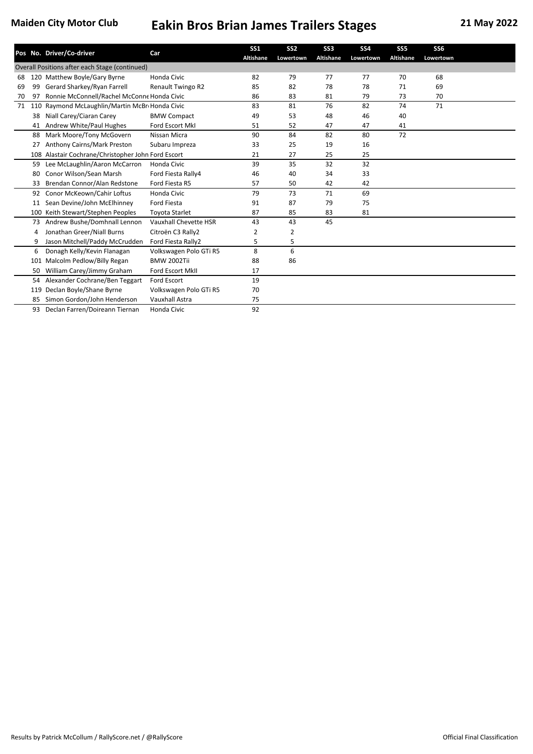Maiden City Motor Club

# Eakin Bros Brian James Trailers Stages

21 May 2022

| Pos | No. | Driver/Co-driver | Car | SS1 Altishane | SS2 Lowertown | SS3 Altishane | SS4 Lowertown | SS5 Altishane | SS6 Lowertown |
|---|---|---|---|---|---|---|---|---|---|
| Overall Positions after each Stage (continued) | | | | | | | | | |
| 68 | 120 | Matthew Boyle/Gary Byrne | Honda Civic | 82 | 79 | 77 | 77 | 70 | 68 |
| 69 | 99 | Gerard Sharkey/Ryan Farrell | Renault Twingo R2 | 85 | 82 | 78 | 78 | 71 | 69 |
| 70 | 97 | Ronnie McConnell/Rachel McConne | Honda Civic | 86 | 83 | 81 | 79 | 73 | 70 |
| 71 | 110 | Raymond McLaughlin/Martin McBr | Honda Civic | 83 | 81 | 76 | 82 | 74 | 71 |
| | 38 | Niall Carey/Ciaran Carey | BMW Compact | 49 | 53 | 48 | 46 | 40 | |
| | 41 | Andrew White/Paul Hughes | Ford Escort MkI | 51 | 52 | 47 | 47 | 41 | |
| | 88 | Mark Moore/Tony McGovern | Nissan Micra | 90 | 84 | 82 | 80 | 72 | |
| | 27 | Anthony Cairns/Mark Preston | Subaru Impreza | 33 | 25 | 19 | 16 | | |
| | 108 | Alastair Cochrane/Christopher John | Ford Escort | 21 | 27 | 25 | 25 | | |
| | 59 | Lee McLaughlin/Aaron McCarron | Honda Civic | 39 | 35 | 32 | 32 | | |
| | 80 | Conor Wilson/Sean Marsh | Ford Fiesta Rally4 | 46 | 40 | 34 | 33 | | |
| | 33 | Brendan Connor/Alan Redstone | Ford Fiesta R5 | 57 | 50 | 42 | 42 | | |
| | 92 | Conor McKeown/Cahir Loftus | Honda Civic | 79 | 73 | 71 | 69 | | |
| | 11 | Sean Devine/John McElhinney | Ford Fiesta | 91 | 87 | 79 | 75 | | |
| | 100 | Keith Stewart/Stephen Peoples | Toyota Starlet | 87 | 85 | 83 | 81 | | |
| | 73 | Andrew Bushe/Domhnall Lennon | Vauxhall Chevette HSR | 43 | 43 | 45 | | | |
| | 4 | Jonathan Greer/Niall Burns | Citroën C3 Rally2 | 2 | 2 | | | | |
| | 9 | Jason Mitchell/Paddy McCrudden | Ford Fiesta Rally2 | 5 | 5 | | | | |
| | 6 | Donagh Kelly/Kevin Flanagan | Volkswagen Polo GTi R5 | 8 | 6 | | | | |
| | 101 | Malcolm Pedlow/Billy Regan | BMW 2002Tii | 88 | 86 | | | | |
| | 50 | William Carey/Jimmy Graham | Ford Escort MkII | 17 | | | | | |
| | 54 | Alexander Cochrane/Ben Teggart | Ford Escort | 19 | | | | | |
| | 119 | Declan Boyle/Shane Byrne | Volkswagen Polo GTi R5 | 70 | | | | | |
| | 85 | Simon Gordon/John Henderson | Vauxhall Astra | 75 | | | | | |
| | 93 | Declan Farren/Doireann Tiernan | Honda Civic | 92 | | | | | |

Results by Patrick McCollum / RallyScore.net / @RallyScore

Official Final Classification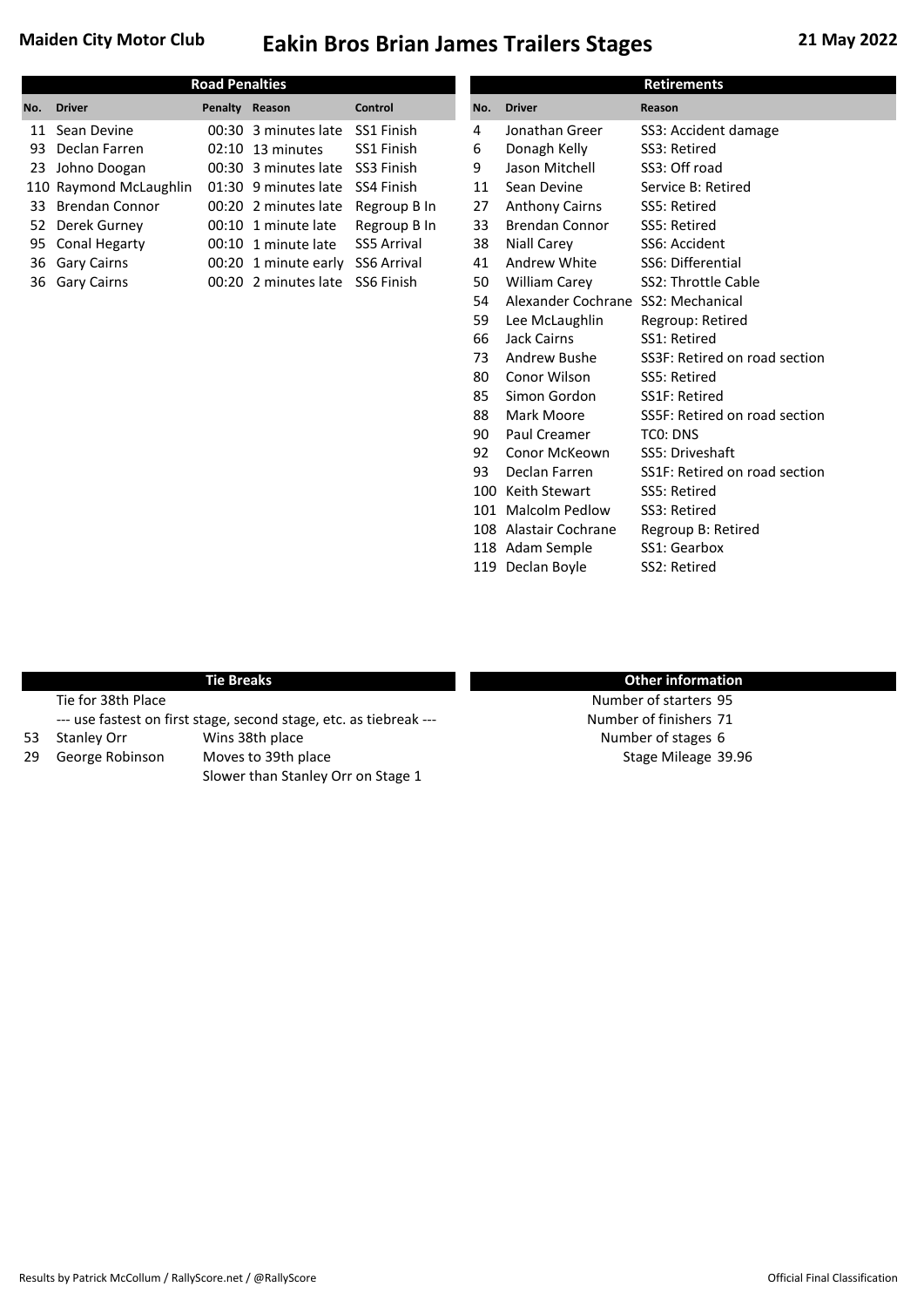# Eakin Bros Brian James Trailers Stages

**Maiden City Motor Club** — **21 May 2022**

## Road Penalties

| No. | Driver | Penalty | Reason | Control |
|---|---|---|---|---|
| 11 | Sean Devine | 00:30 | 3 minutes late | SS1 Finish |
| 93 | Declan Farren | 02:10 | 13 minutes | SS1 Finish |
| 23 | Johno Doogan | 00:30 | 3 minutes late | SS3 Finish |
| 110 | Raymond McLaughlin | 01:30 | 9 minutes late | SS4 Finish |
| 33 | Brendan Connor | 00:20 | 2 minutes late | Regroup B In |
| 52 | Derek Gurney | 00:10 | 1 minute late | Regroup B In |
| 95 | Conal Hegarty | 00:10 | 1 minute late | SS5 Arrival |
| 36 | Gary Cairns | 00:20 | 1 minute early | SS6 Arrival |
| 36 | Gary Cairns | 00:20 | 2 minutes late | SS6 Finish |

## Retirements

| No. | Driver | Reason |
|---|---|---|
| 4 | Jonathan Greer | SS3: Accident damage |
| 6 | Donagh Kelly | SS3: Retired |
| 9 | Jason Mitchell | SS3: Off road |
| 11 | Sean Devine | Service B: Retired |
| 27 | Anthony Cairns | SS5: Retired |
| 33 | Brendan Connor | SS5: Retired |
| 38 | Niall Carey | SS6: Accident |
| 41 | Andrew White | SS6: Differential |
| 50 | William Carey | SS2: Throttle Cable |
| 54 | Alexander Cochrane | SS2: Mechanical |
| 59 | Lee McLaughlin | Regroup: Retired |
| 66 | Jack Cairns | SS1: Retired |
| 73 | Andrew Bushe | SS3F: Retired on road section |
| 80 | Conor Wilson | SS5: Retired |
| 85 | Simon Gordon | SS1F: Retired |
| 88 | Mark Moore | SS5F: Retired on road section |
| 90 | Paul Creamer | TC0: DNS |
| 92 | Conor McKeown | SS5: Driveshaft |
| 93 | Declan Farren | SS1F: Retired on road section |
| 100 | Keith Stewart | SS5: Retired |
| 101 | Malcolm Pedlow | SS3: Retired |
| 108 | Alastair Cochrane | Regroup B: Retired |
| 118 | Adam Semple | SS1: Gearbox |
| 119 | Declan Boyle | SS2: Retired |

## Tie Breaks

Tie for 38th Place

--- use fastest on first stage, second stage, etc. as tiebreak ---

| No. | Driver | Result |
|---|---|---|
| 53 | Stanley Orr | Wins 38th place |
| 29 | George Robinson | Moves to 39th place<br>Slower than Stanley Orr on Stage 1 |

## Other information

Number of starters 95

Number of finishers 71

Number of stages 6

Stage Mileage 39.96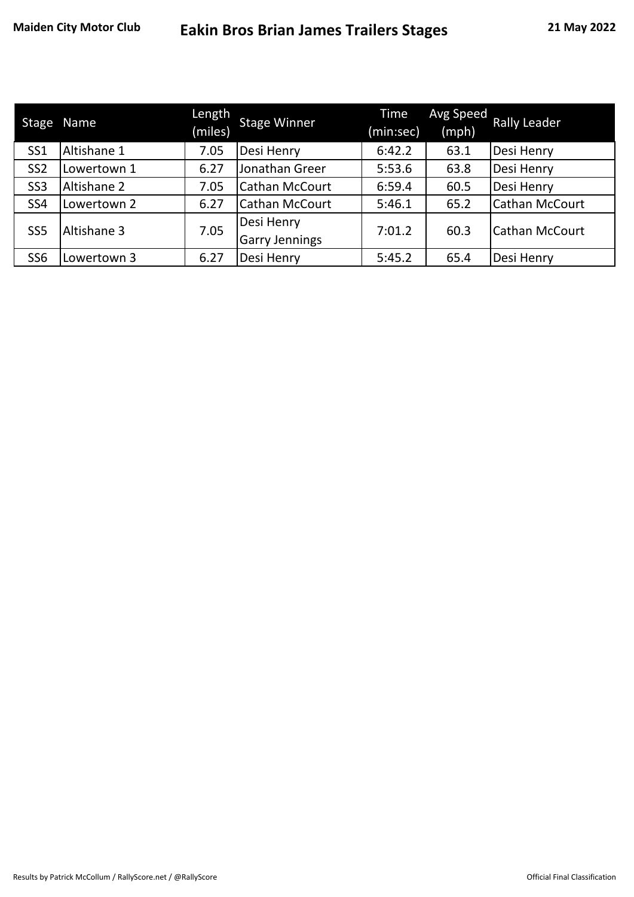Maiden City Motor Club

# Eakin Bros Brian James Trailers Stages

21 May 2022

| Stage | Name | Length (miles) | Stage Winner | Time (min:sec) | Avg Speed (mph) | Rally Leader |
|---|---|---|---|---|---|---|
| SS1 | Altishane 1 | 7.05 | Desi Henry | 6:42.2 | 63.1 | Desi Henry |
| SS2 | Lowertown 1 | 6.27 | Jonathan Greer | 5:53.6 | 63.8 | Desi Henry |
| SS3 | Altishane 2 | 7.05 | Cathan McCourt | 6:59.4 | 60.5 | Desi Henry |
| SS4 | Lowertown 2 | 6.27 | Cathan McCourt | 5:46.1 | 65.2 | Cathan McCourt |
| SS5 | Altishane 3 | 7.05 | Desi Henry<br>Garry Jennings | 7:01.2 | 60.3 | Cathan McCourt |
| SS6 | Lowertown 3 | 6.27 | Desi Henry | 5:45.2 | 65.4 | Desi Henry |

Results by Patrick McCollum / RallyScore.net / @RallyScore

Official Final Classification